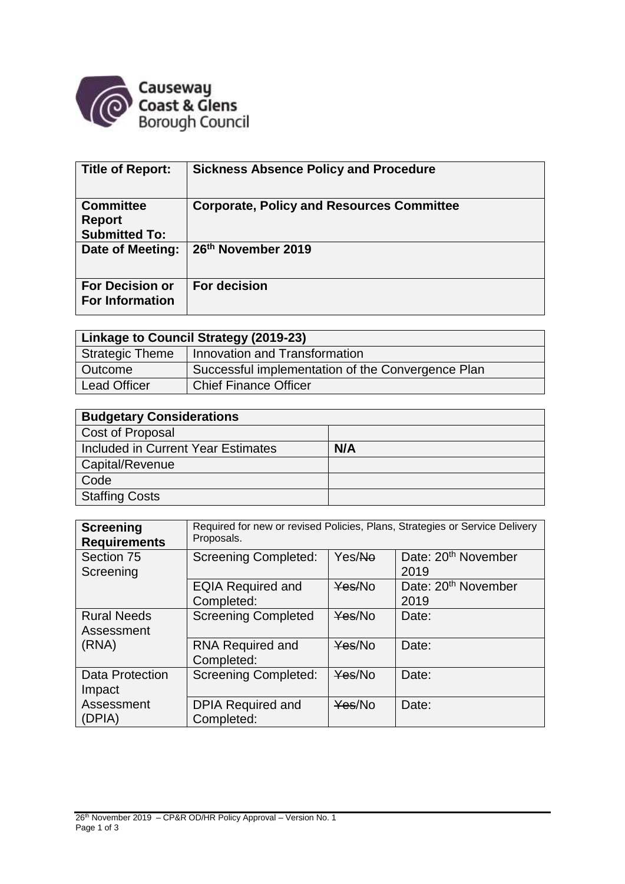Causeway Coast & Glens Borough Council

| | |
|---|---|
| **Title of Report:** | **Sickness Absence Policy and Procedure** |
| **Committee Report Submitted To:** | **Corporate, Policy and Resources Committee** |
| **Date of Meeting:** | **26th November 2019** |
| **For Decision or For Information** | **For decision** |

| **Linkage to Council Strategy (2019-23)** | |
|---|---|
| Strategic Theme | Innovation and Transformation |
| Outcome | Successful implementation of the Convergence Plan |
| Lead Officer | Chief Finance Officer |

| **Budgetary Considerations** | |
|---|---|
| Cost of Proposal | |
| Included in Current Year Estimates | **N/A** |
| Capital/Revenue | |
| Code | |
| Staffing Costs | |

| **Screening Requirements** | Required for new or revised Policies, Plans, Strategies or Service Delivery Proposals. | | |
|---|---|---|---|
| Section 75 Screening | Screening Completed: | Yes/~~No~~ | Date: 20th November 2019 |
| | EQIA Required and Completed: | ~~Yes~~/No | Date: 20th November 2019 |
| Rural Needs Assessment (RNA) | Screening Completed | ~~Yes~~/No | Date: |
| | RNA Required and Completed: | ~~Yes~~/No | Date: |
| Data Protection Impact Assessment (DPIA) | Screening Completed: | ~~Yes~~/No | Date: |
| | DPIA Required and Completed: | ~~Yes~~/No | Date: |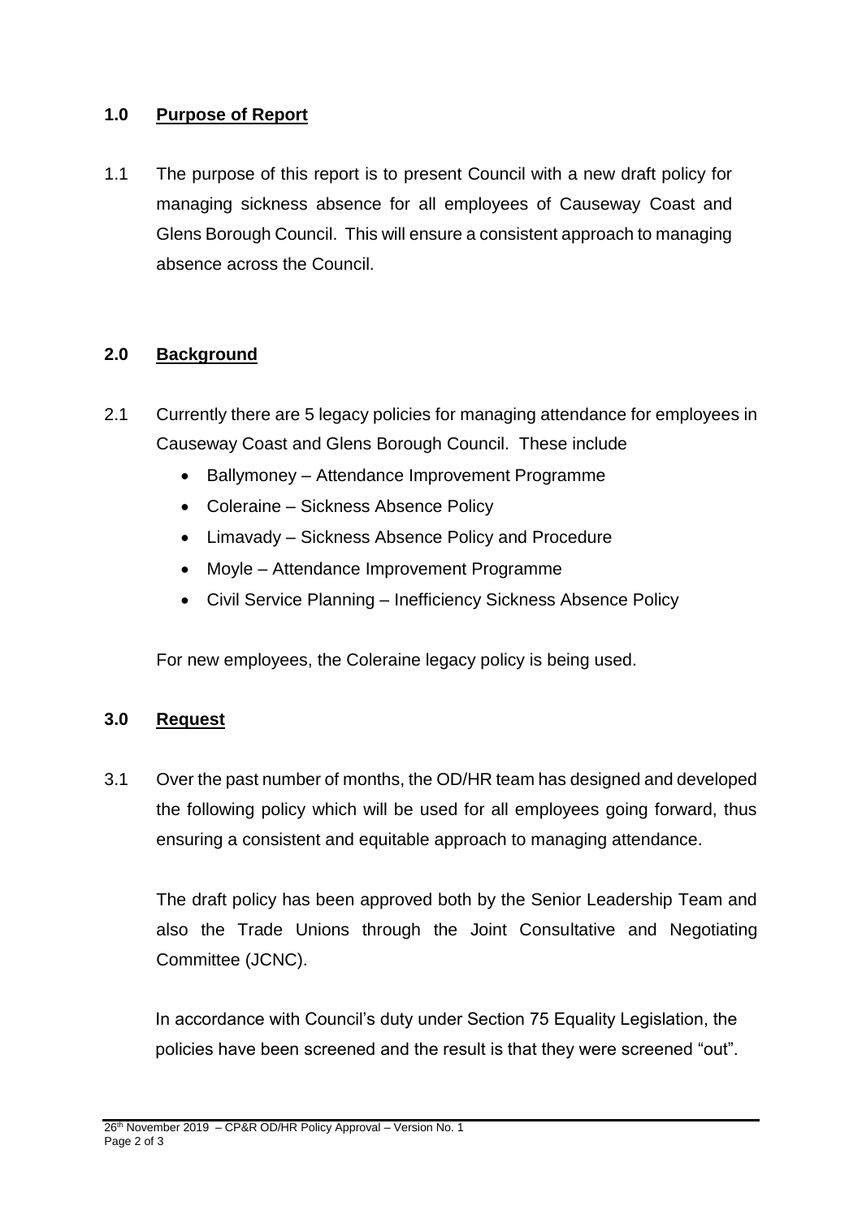## 1.0 Purpose of Report

1.1 The purpose of this report is to present Council with a new draft policy for managing sickness absence for all employees of Causeway Coast and Glens Borough Council. This will ensure a consistent approach to managing absence across the Council.

## 2.0 Background

2.1 Currently there are 5 legacy policies for managing attendance for employees in Causeway Coast and Glens Borough Council. These include

- Ballymoney – Attendance Improvement Programme
- Coleraine – Sickness Absence Policy
- Limavady – Sickness Absence Policy and Procedure
- Moyle – Attendance Improvement Programme
- Civil Service Planning – Inefficiency Sickness Absence Policy

For new employees, the Coleraine legacy policy is being used.

## 3.0 Request

3.1 Over the past number of months, the OD/HR team has designed and developed the following policy which will be used for all employees going forward, thus ensuring a consistent and equitable approach to managing attendance.

The draft policy has been approved both by the Senior Leadership Team and also the Trade Unions through the Joint Consultative and Negotiating Committee (JCNC).

In accordance with Council's duty under Section 75 Equality Legislation, the policies have been screened and the result is that they were screened "out".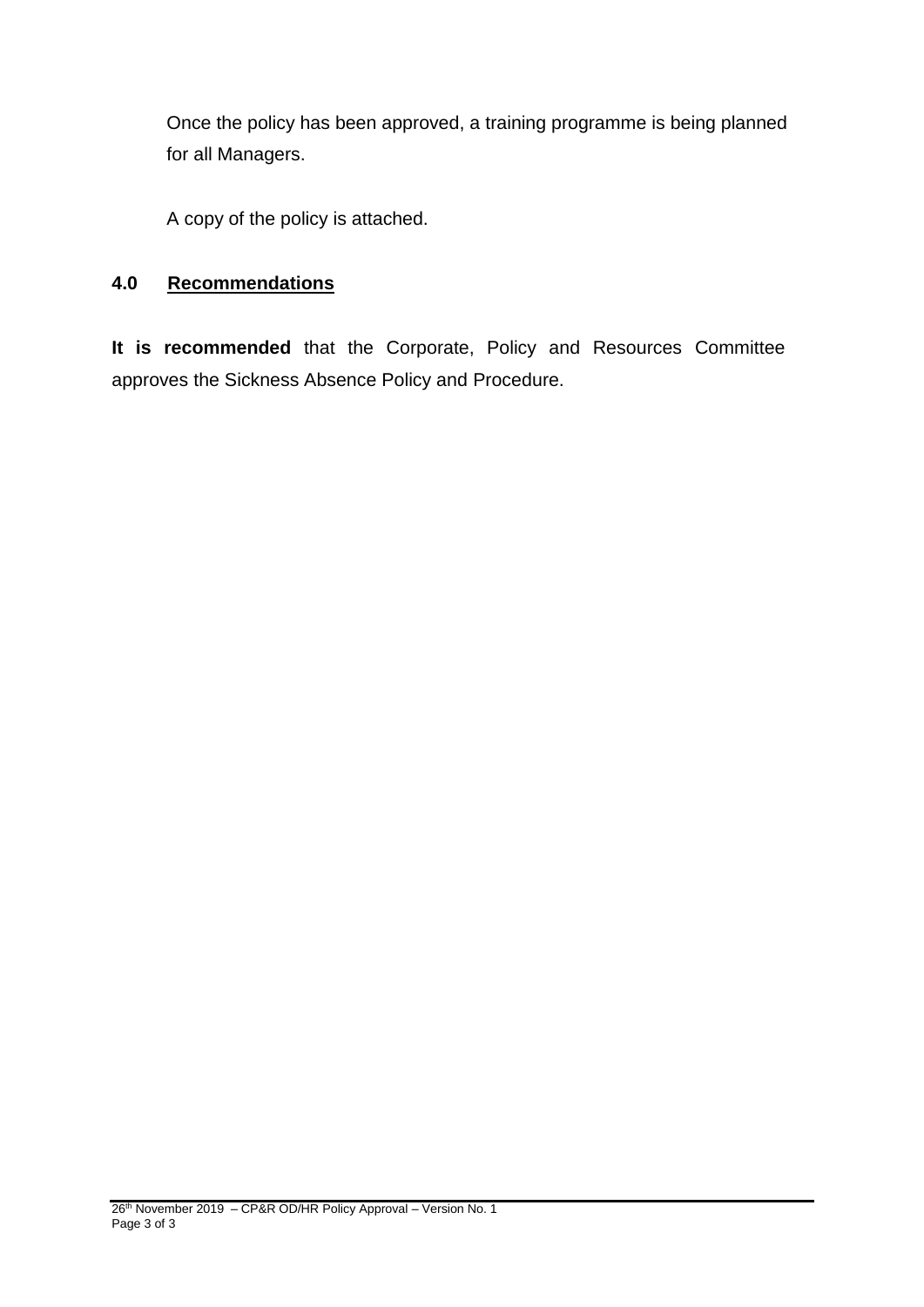Once the policy has been approved, a training programme is being planned for all Managers.

A copy of the policy is attached.

## 4.0 Recommendations

**It is recommended** that the Corporate, Policy and Resources Committee approves the Sickness Absence Policy and Procedure.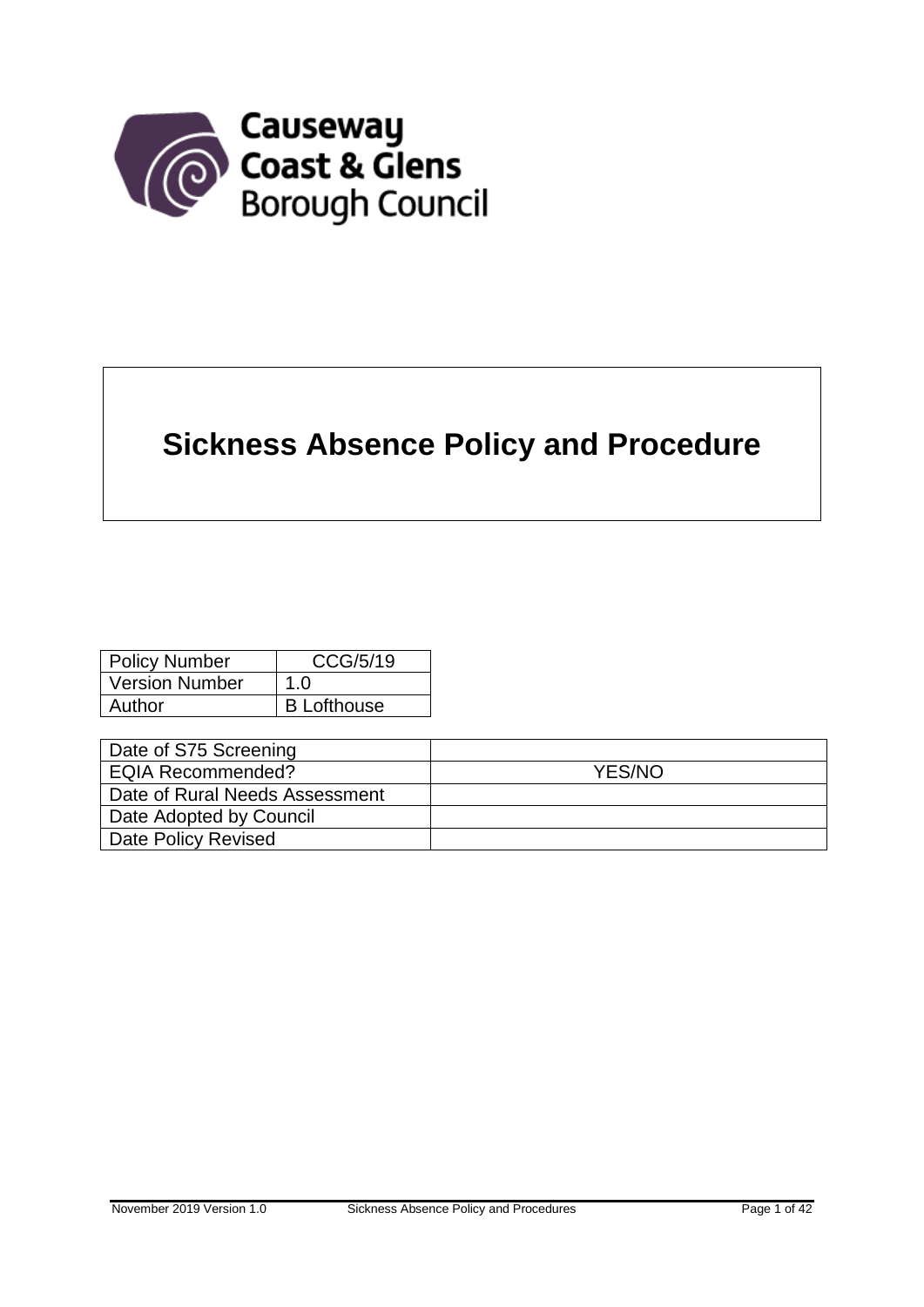Causeway Coast & Glens Borough Council

# Sickness Absence Policy and Procedure

| | |
|---|---|
| Policy Number | CCG/5/19 |
| Version Number | 1.0 |
| Author | B Lofthouse |

| | |
|---|---|
| Date of S75 Screening | |
| EQIA Recommended? | YES/NO |
| Date of Rural Needs Assessment | |
| Date Adopted by Council | |
| Date Policy Revised | |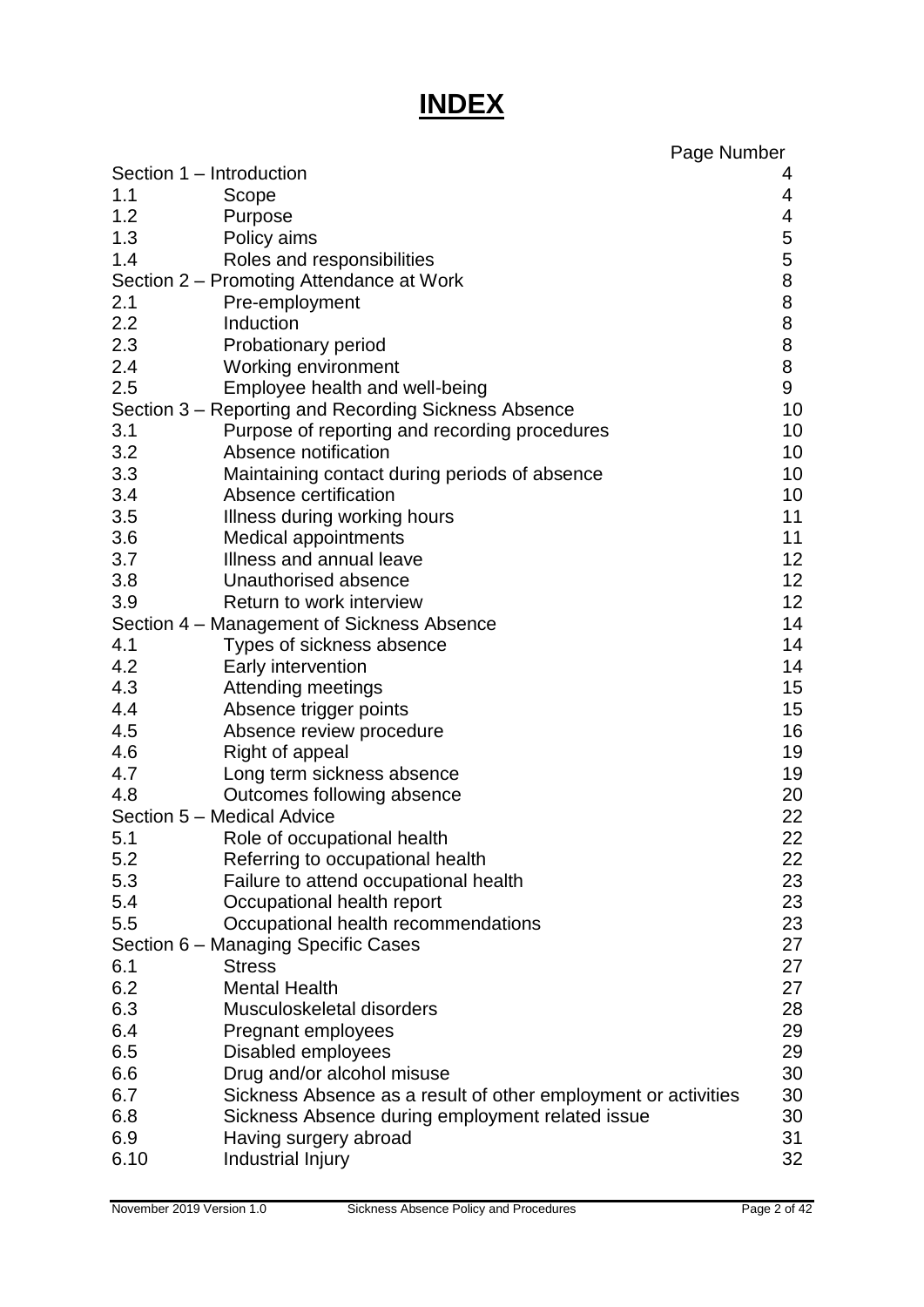# INDEX

| | | Page Number |
|---|---|---|
| Section 1 – Introduction | | 4 |
| 1.1 | Scope | 4 |
| 1.2 | Purpose | 4 |
| 1.3 | Policy aims | 5 |
| 1.4 | Roles and responsibilities | 5 |
| Section 2 – Promoting Attendance at Work | | 8 |
| 2.1 | Pre-employment | 8 |
| 2.2 | Induction | 8 |
| 2.3 | Probationary period | 8 |
| 2.4 | Working environment | 8 |
| 2.5 | Employee health and well-being | 9 |
| Section 3 – Reporting and Recording Sickness Absence | | 10 |
| 3.1 | Purpose of reporting and recording procedures | 10 |
| 3.2 | Absence notification | 10 |
| 3.3 | Maintaining contact during periods of absence | 10 |
| 3.4 | Absence certification | 10 |
| 3.5 | Illness during working hours | 11 |
| 3.6 | Medical appointments | 11 |
| 3.7 | Illness and annual leave | 12 |
| 3.8 | Unauthorised absence | 12 |
| 3.9 | Return to work interview | 12 |
| Section 4 – Management of Sickness Absence | | 14 |
| 4.1 | Types of sickness absence | 14 |
| 4.2 | Early intervention | 14 |
| 4.3 | Attending meetings | 15 |
| 4.4 | Absence trigger points | 15 |
| 4.5 | Absence review procedure | 16 |
| 4.6 | Right of appeal | 19 |
| 4.7 | Long term sickness absence | 19 |
| 4.8 | Outcomes following absence | 20 |
| Section 5 – Medical Advice | | 22 |
| 5.1 | Role of occupational health | 22 |
| 5.2 | Referring to occupational health | 22 |
| 5.3 | Failure to attend occupational health | 23 |
| 5.4 | Occupational health report | 23 |
| 5.5 | Occupational health recommendations | 23 |
| Section 6 – Managing Specific Cases | | 27 |
| 6.1 | Stress | 27 |
| 6.2 | Mental Health | 27 |
| 6.3 | Musculoskeletal disorders | 28 |
| 6.4 | Pregnant employees | 29 |
| 6.5 | Disabled employees | 29 |
| 6.6 | Drug and/or alcohol misuse | 30 |
| 6.7 | Sickness Absence as a result of other employment or activities | 30 |
| 6.8 | Sickness Absence during employment related issue | 30 |
| 6.9 | Having surgery abroad | 31 |
| 6.10 | Industrial Injury | 32 |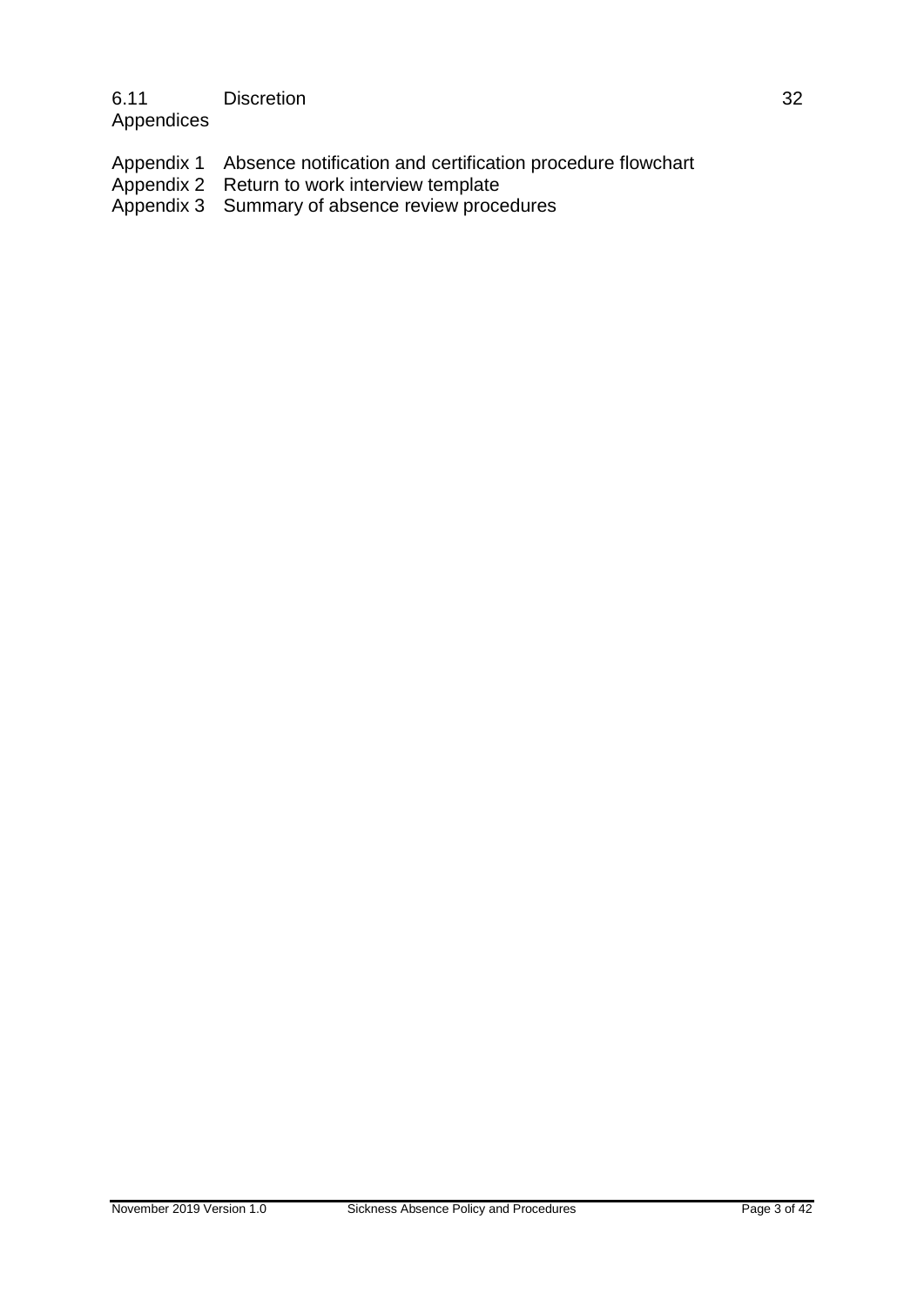| | | |
|---|---|---|
| 6.11 | Discretion | 32 |

Appendices

| | |
|---|---|
| Appendix 1 | Absence notification and certification procedure flowchart |
| Appendix 2 | Return to work interview template |
| Appendix 3 | Summary of absence review procedures |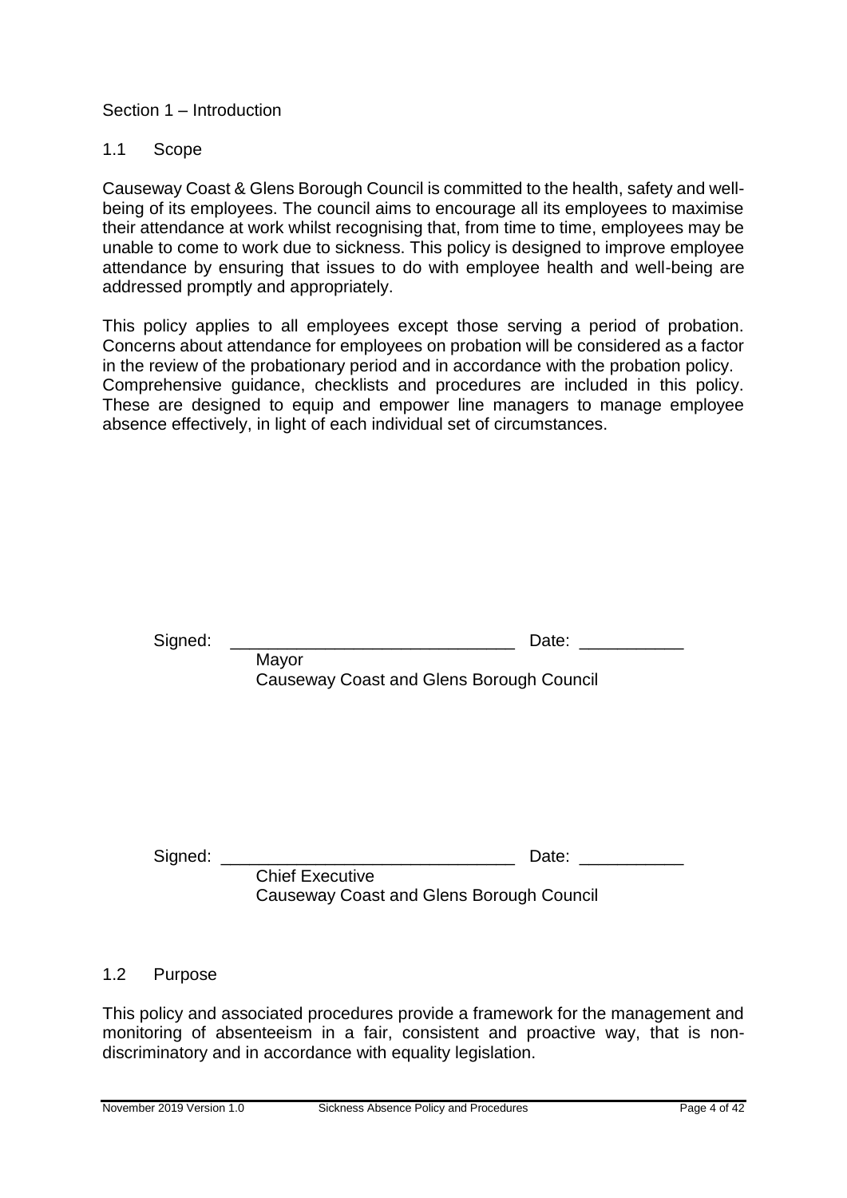## Section 1 – Introduction

### 1.1 Scope

Causeway Coast & Glens Borough Council is committed to the health, safety and well-being of its employees. The council aims to encourage all its employees to maximise their attendance at work whilst recognising that, from time to time, employees may be unable to come to work due to sickness. This policy is designed to improve employee attendance by ensuring that issues to do with employee health and well-being are addressed promptly and appropriately.

This policy applies to all employees except those serving a period of probation. Concerns about attendance for employees on probation will be considered as a factor in the review of the probationary period and in accordance with the probation policy. Comprehensive guidance, checklists and procedures are included in this policy. These are designed to equip and empower line managers to manage employee absence effectively, in light of each individual set of circumstances.

Signed: ______________________________ Date: ___________

Mayor
Causeway Coast and Glens Borough Council

Signed: ______________________________ Date: ___________

Chief Executive
Causeway Coast and Glens Borough Council

### 1.2 Purpose

This policy and associated procedures provide a framework for the management and monitoring of absenteeism in a fair, consistent and proactive way, that is non-discriminatory and in accordance with equality legislation.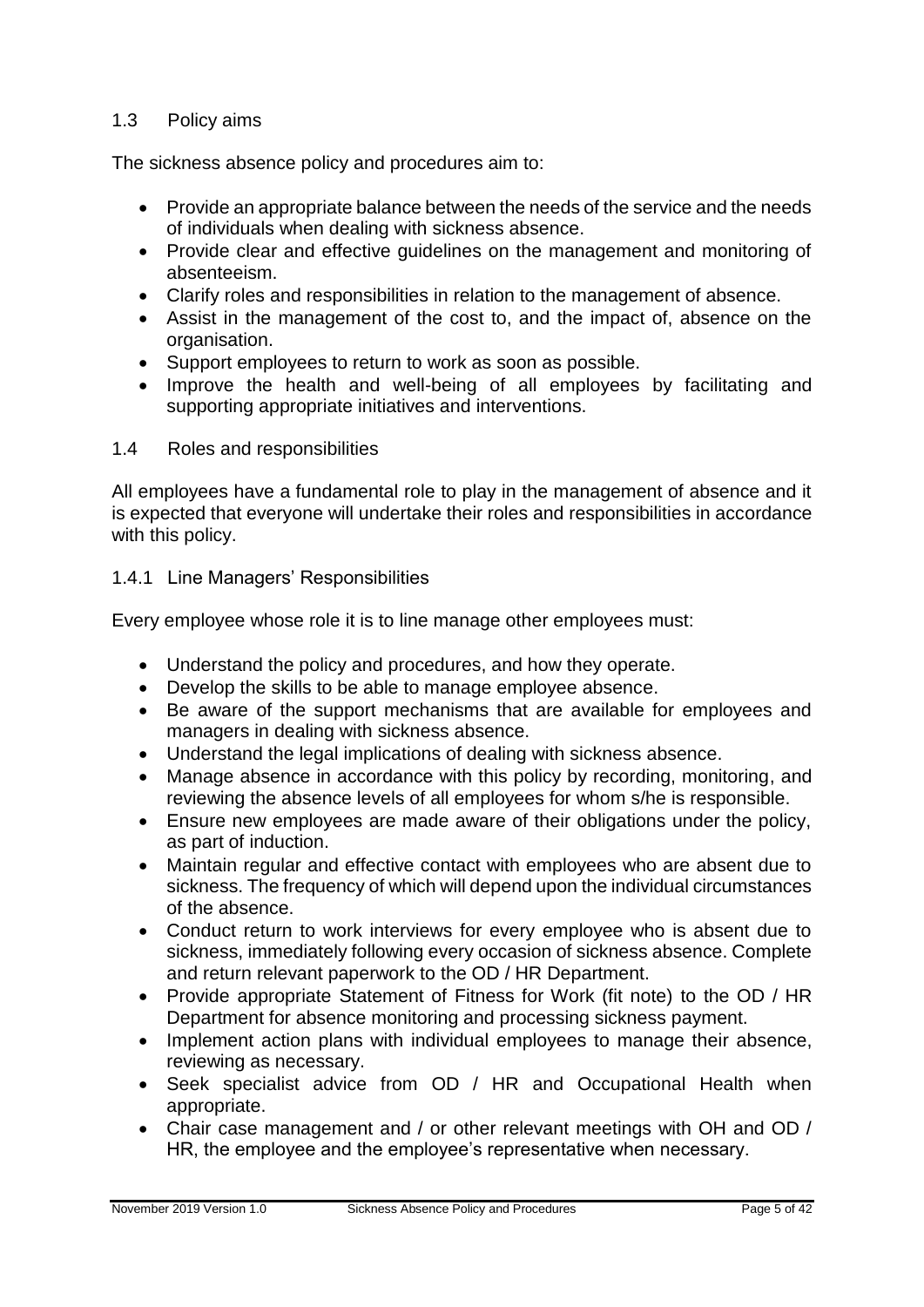### 1.3 Policy aims

The sickness absence policy and procedures aim to:

- Provide an appropriate balance between the needs of the service and the needs of individuals when dealing with sickness absence.
- Provide clear and effective guidelines on the management and monitoring of absenteeism.
- Clarify roles and responsibilities in relation to the management of absence.
- Assist in the management of the cost to, and the impact of, absence on the organisation.
- Support employees to return to work as soon as possible.
- Improve the health and well-being of all employees by facilitating and supporting appropriate initiatives and interventions.

### 1.4 Roles and responsibilities

All employees have a fundamental role to play in the management of absence and it is expected that everyone will undertake their roles and responsibilities in accordance with this policy.

#### 1.4.1 Line Managers' Responsibilities

Every employee whose role it is to line manage other employees must:

- Understand the policy and procedures, and how they operate.
- Develop the skills to be able to manage employee absence.
- Be aware of the support mechanisms that are available for employees and managers in dealing with sickness absence.
- Understand the legal implications of dealing with sickness absence.
- Manage absence in accordance with this policy by recording, monitoring, and reviewing the absence levels of all employees for whom s/he is responsible.
- Ensure new employees are made aware of their obligations under the policy, as part of induction.
- Maintain regular and effective contact with employees who are absent due to sickness. The frequency of which will depend upon the individual circumstances of the absence.
- Conduct return to work interviews for every employee who is absent due to sickness, immediately following every occasion of sickness absence. Complete and return relevant paperwork to the OD / HR Department.
- Provide appropriate Statement of Fitness for Work (fit note) to the OD / HR Department for absence monitoring and processing sickness payment.
- Implement action plans with individual employees to manage their absence, reviewing as necessary.
- Seek specialist advice from OD / HR and Occupational Health when appropriate.
- Chair case management and / or other relevant meetings with OH and OD / HR, the employee and the employee's representative when necessary.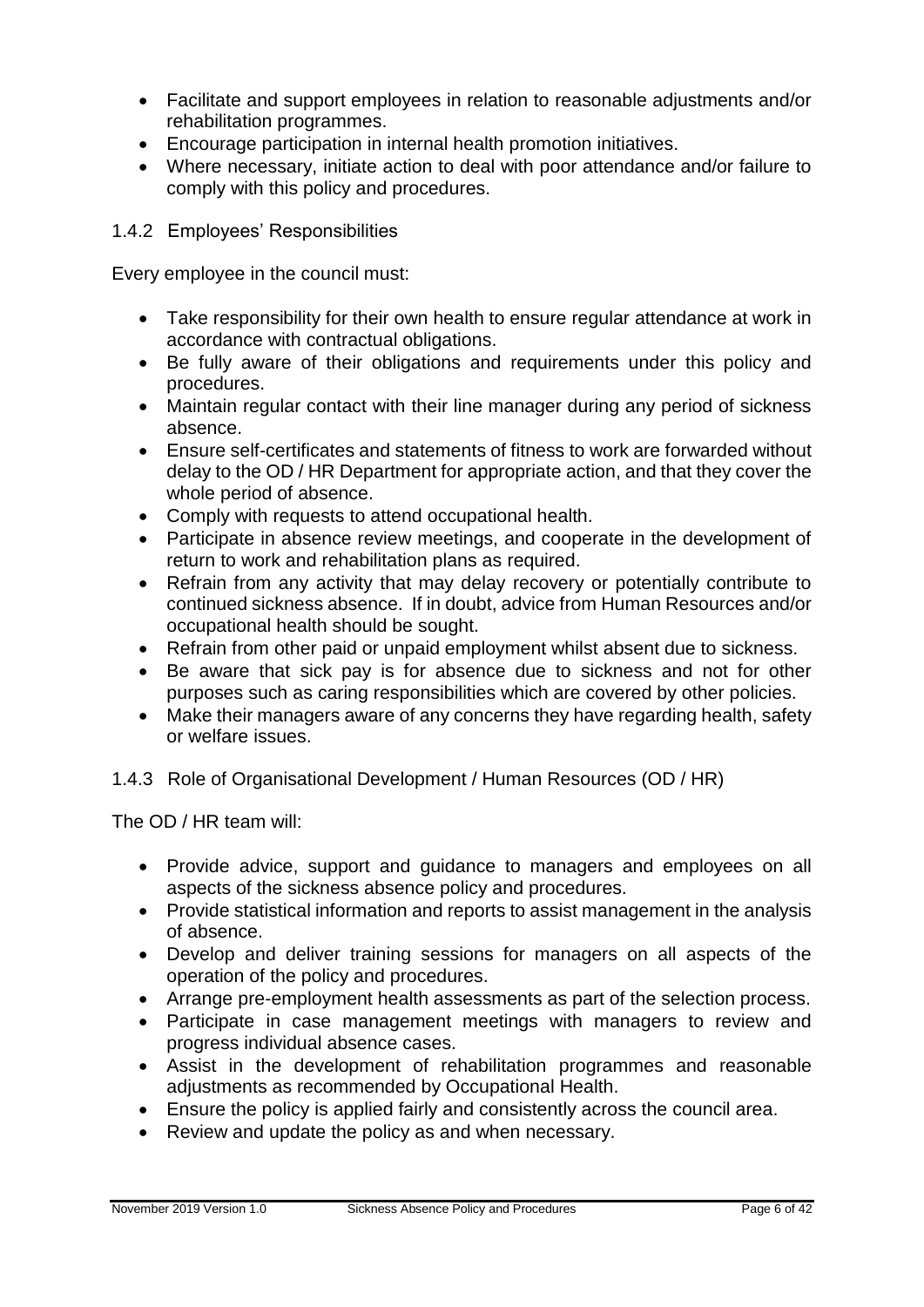- Facilitate and support employees in relation to reasonable adjustments and/or rehabilitation programmes.
- Encourage participation in internal health promotion initiatives.
- Where necessary, initiate action to deal with poor attendance and/or failure to comply with this policy and procedures.

### 1.4.2 Employees' Responsibilities

Every employee in the council must:

- Take responsibility for their own health to ensure regular attendance at work in accordance with contractual obligations.
- Be fully aware of their obligations and requirements under this policy and procedures.
- Maintain regular contact with their line manager during any period of sickness absence.
- Ensure self-certificates and statements of fitness to work are forwarded without delay to the OD / HR Department for appropriate action, and that they cover the whole period of absence.
- Comply with requests to attend occupational health.
- Participate in absence review meetings, and cooperate in the development of return to work and rehabilitation plans as required.
- Refrain from any activity that may delay recovery or potentially contribute to continued sickness absence. If in doubt, advice from Human Resources and/or occupational health should be sought.
- Refrain from other paid or unpaid employment whilst absent due to sickness.
- Be aware that sick pay is for absence due to sickness and not for other purposes such as caring responsibilities which are covered by other policies.
- Make their managers aware of any concerns they have regarding health, safety or welfare issues.

### 1.4.3 Role of Organisational Development / Human Resources (OD / HR)

The OD / HR team will:

- Provide advice, support and guidance to managers and employees on all aspects of the sickness absence policy and procedures.
- Provide statistical information and reports to assist management in the analysis of absence.
- Develop and deliver training sessions for managers on all aspects of the operation of the policy and procedures.
- Arrange pre-employment health assessments as part of the selection process.
- Participate in case management meetings with managers to review and progress individual absence cases.
- Assist in the development of rehabilitation programmes and reasonable adjustments as recommended by Occupational Health.
- Ensure the policy is applied fairly and consistently across the council area.
- Review and update the policy as and when necessary.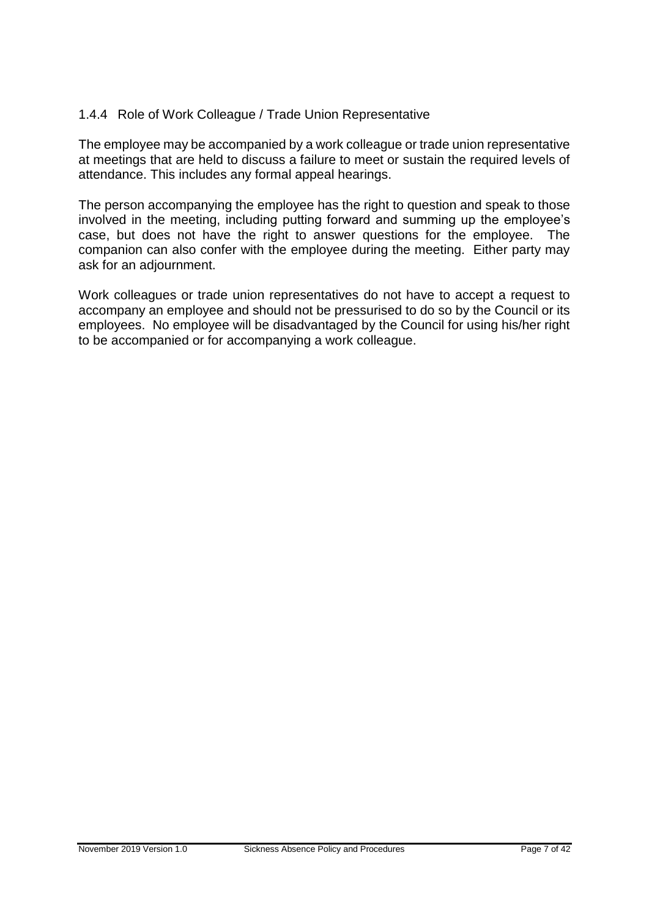### 1.4.4 Role of Work Colleague / Trade Union Representative

The employee may be accompanied by a work colleague or trade union representative at meetings that are held to discuss a failure to meet or sustain the required levels of attendance. This includes any formal appeal hearings.

The person accompanying the employee has the right to question and speak to those involved in the meeting, including putting forward and summing up the employee's case, but does not have the right to answer questions for the employee. The companion can also confer with the employee during the meeting. Either party may ask for an adjournment.

Work colleagues or trade union representatives do not have to accept a request to accompany an employee and should not be pressurised to do so by the Council or its employees. No employee will be disadvantaged by the Council for using his/her right to be accompanied or for accompanying a work colleague.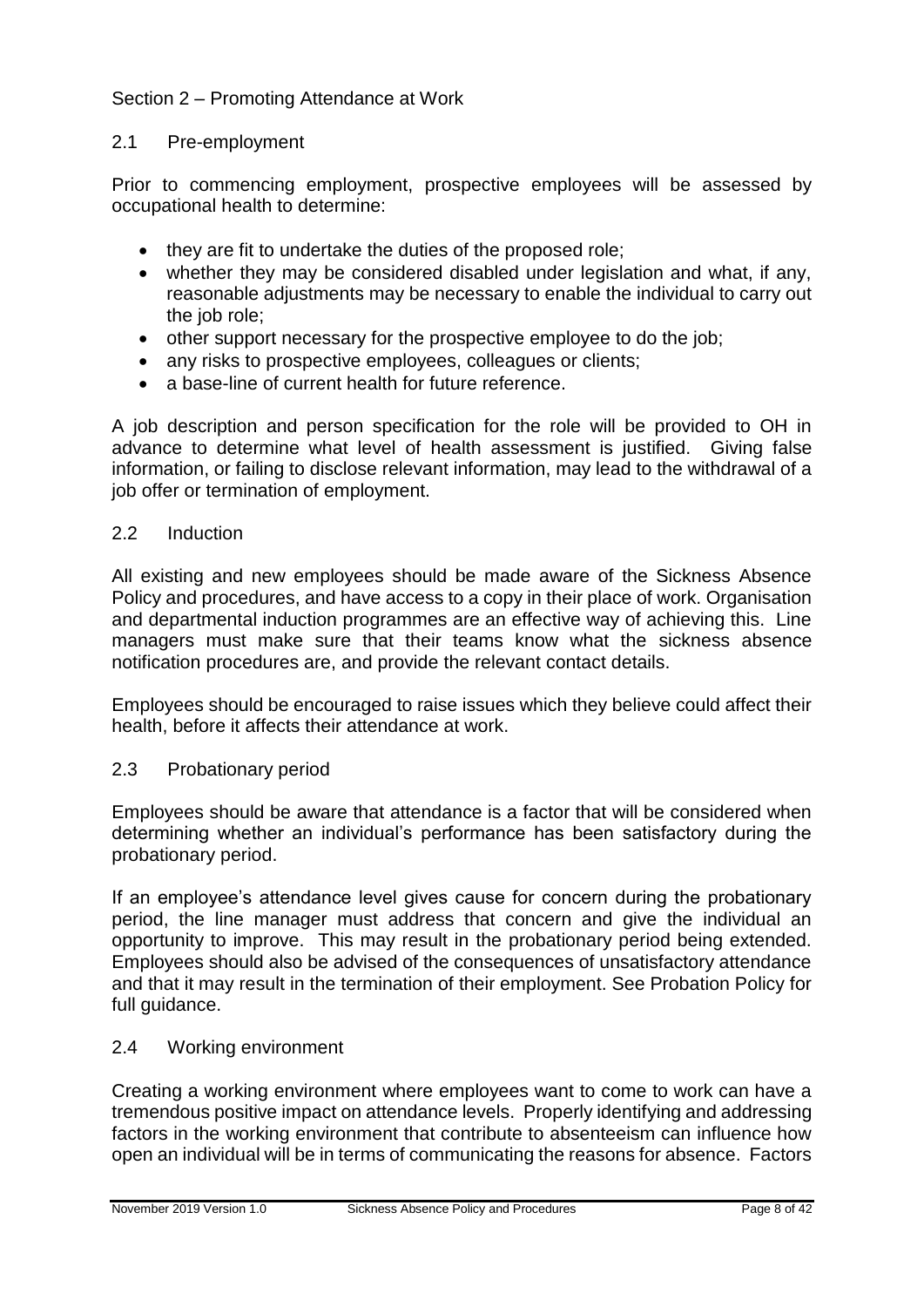## Section 2 – Promoting Attendance at Work

### 2.1 Pre-employment

Prior to commencing employment, prospective employees will be assessed by occupational health to determine:

- they are fit to undertake the duties of the proposed role;
- whether they may be considered disabled under legislation and what, if any, reasonable adjustments may be necessary to enable the individual to carry out the job role;
- other support necessary for the prospective employee to do the job;
- any risks to prospective employees, colleagues or clients;
- a base-line of current health for future reference.

A job description and person specification for the role will be provided to OH in advance to determine what level of health assessment is justified. Giving false information, or failing to disclose relevant information, may lead to the withdrawal of a job offer or termination of employment.

### 2.2 Induction

All existing and new employees should be made aware of the Sickness Absence Policy and procedures, and have access to a copy in their place of work. Organisation and departmental induction programmes are an effective way of achieving this. Line managers must make sure that their teams know what the sickness absence notification procedures are, and provide the relevant contact details.

Employees should be encouraged to raise issues which they believe could affect their health, before it affects their attendance at work.

### 2.3 Probationary period

Employees should be aware that attendance is a factor that will be considered when determining whether an individual's performance has been satisfactory during the probationary period.

If an employee's attendance level gives cause for concern during the probationary period, the line manager must address that concern and give the individual an opportunity to improve. This may result in the probationary period being extended. Employees should also be advised of the consequences of unsatisfactory attendance and that it may result in the termination of their employment. See Probation Policy for full guidance.

### 2.4 Working environment

Creating a working environment where employees want to come to work can have a tremendous positive impact on attendance levels. Properly identifying and addressing factors in the working environment that contribute to absenteeism can influence how open an individual will be in terms of communicating the reasons for absence. Factors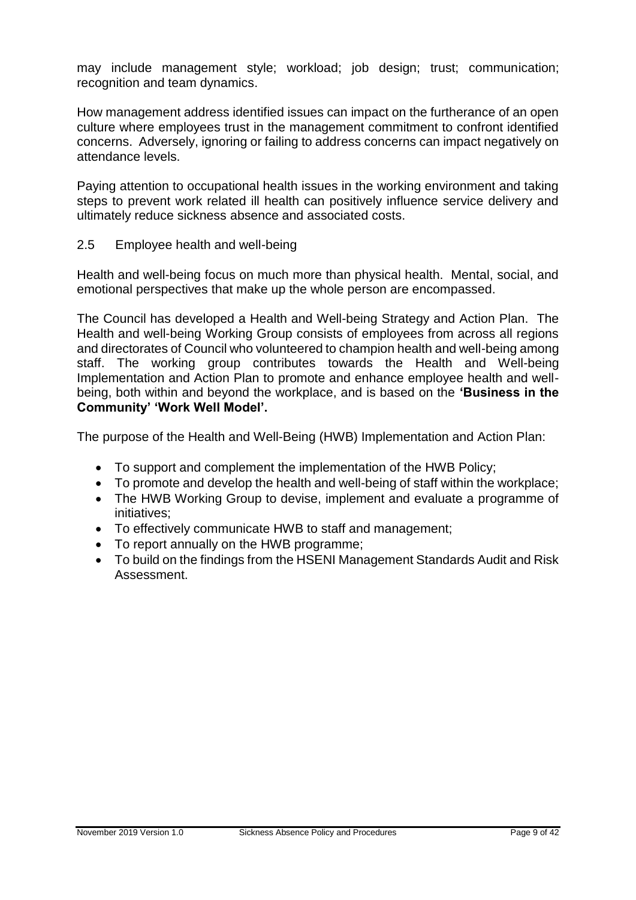may include management style; workload; job design; trust; communication; recognition and team dynamics.

How management address identified issues can impact on the furtherance of an open culture where employees trust in the management commitment to confront identified concerns. Adversely, ignoring or failing to address concerns can impact negatively on attendance levels.

Paying attention to occupational health issues in the working environment and taking steps to prevent work related ill health can positively influence service delivery and ultimately reduce sickness absence and associated costs.

## 2.5 Employee health and well-being

Health and well-being focus on much more than physical health. Mental, social, and emotional perspectives that make up the whole person are encompassed.

The Council has developed a Health and Well-being Strategy and Action Plan. The Health and well-being Working Group consists of employees from across all regions and directorates of Council who volunteered to champion health and well-being among staff. The working group contributes towards the Health and Well-being Implementation and Action Plan to promote and enhance employee health and well-being, both within and beyond the workplace, and is based on the **'Business in the Community' 'Work Well Model'.**

The purpose of the Health and Well-Being (HWB) Implementation and Action Plan:

- To support and complement the implementation of the HWB Policy;
- To promote and develop the health and well-being of staff within the workplace;
- The HWB Working Group to devise, implement and evaluate a programme of initiatives;
- To effectively communicate HWB to staff and management;
- To report annually on the HWB programme;
- To build on the findings from the HSENI Management Standards Audit and Risk Assessment.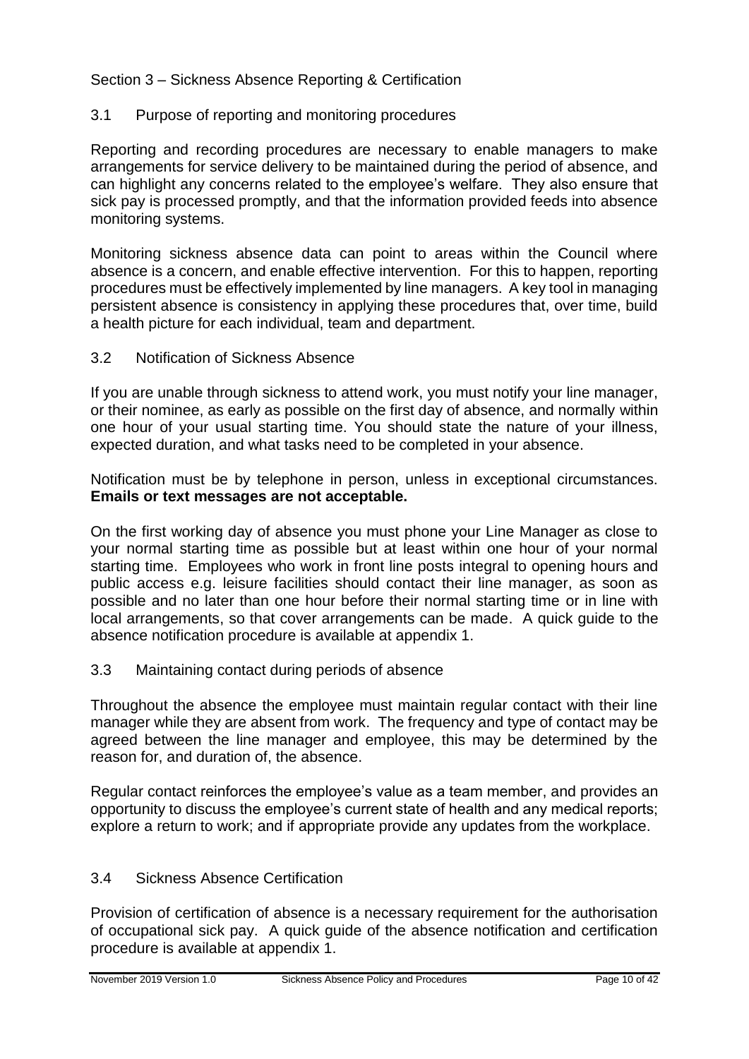## Section 3 – Sickness Absence Reporting & Certification

### 3.1 Purpose of reporting and monitoring procedures

Reporting and recording procedures are necessary to enable managers to make arrangements for service delivery to be maintained during the period of absence, and can highlight any concerns related to the employee's welfare. They also ensure that sick pay is processed promptly, and that the information provided feeds into absence monitoring systems.

Monitoring sickness absence data can point to areas within the Council where absence is a concern, and enable effective intervention. For this to happen, reporting procedures must be effectively implemented by line managers. A key tool in managing persistent absence is consistency in applying these procedures that, over time, build a health picture for each individual, team and department.

### 3.2 Notification of Sickness Absence

If you are unable through sickness to attend work, you must notify your line manager, or their nominee, as early as possible on the first day of absence, and normally within one hour of your usual starting time. You should state the nature of your illness, expected duration, and what tasks need to be completed in your absence.

Notification must be by telephone in person, unless in exceptional circumstances. **Emails or text messages are not acceptable.**

On the first working day of absence you must phone your Line Manager as close to your normal starting time as possible but at least within one hour of your normal starting time. Employees who work in front line posts integral to opening hours and public access e.g. leisure facilities should contact their line manager, as soon as possible and no later than one hour before their normal starting time or in line with local arrangements, so that cover arrangements can be made. A quick guide to the absence notification procedure is available at appendix 1.

### 3.3 Maintaining contact during periods of absence

Throughout the absence the employee must maintain regular contact with their line manager while they are absent from work. The frequency and type of contact may be agreed between the line manager and employee, this may be determined by the reason for, and duration of, the absence.

Regular contact reinforces the employee's value as a team member, and provides an opportunity to discuss the employee's current state of health and any medical reports; explore a return to work; and if appropriate provide any updates from the workplace.

### 3.4 Sickness Absence Certification

Provision of certification of absence is a necessary requirement for the authorisation of occupational sick pay. A quick guide of the absence notification and certification procedure is available at appendix 1.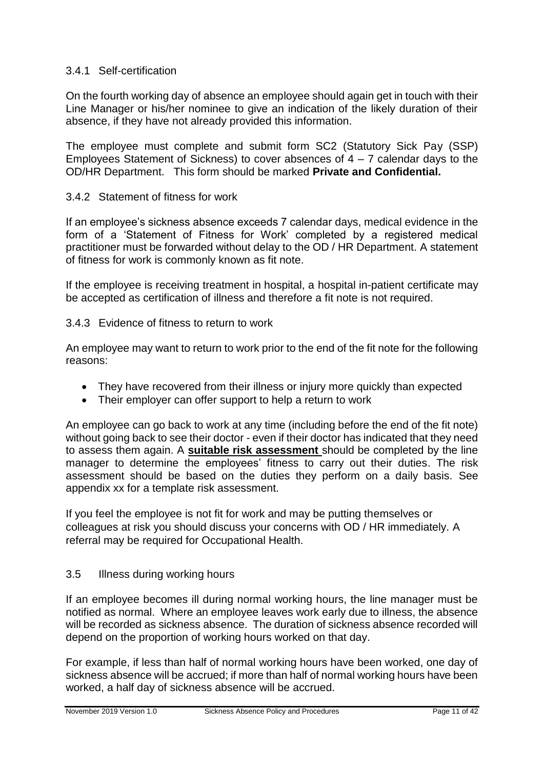### 3.4.1 Self-certification

On the fourth working day of absence an employee should again get in touch with their Line Manager or his/her nominee to give an indication of the likely duration of their absence, if they have not already provided this information.

The employee must complete and submit form SC2 (Statutory Sick Pay (SSP) Employees Statement of Sickness) to cover absences of 4 – 7 calendar days to the OD/HR Department. This form should be marked **Private and Confidential.**

### 3.4.2 Statement of fitness for work

If an employee's sickness absence exceeds 7 calendar days, medical evidence in the form of a 'Statement of Fitness for Work' completed by a registered medical practitioner must be forwarded without delay to the OD / HR Department. A statement of fitness for work is commonly known as fit note.

If the employee is receiving treatment in hospital, a hospital in-patient certificate may be accepted as certification of illness and therefore a fit note is not required.

### 3.4.3 Evidence of fitness to return to work

An employee may want to return to work prior to the end of the fit note for the following reasons:

- They have recovered from their illness or injury more quickly than expected
- Their employer can offer support to help a return to work

An employee can go back to work at any time (including before the end of the fit note) without going back to see their doctor - even if their doctor has indicated that they need to assess them again. A **suitable risk assessment** should be completed by the line manager to determine the employees' fitness to carry out their duties. The risk assessment should be based on the duties they perform on a daily basis. See appendix xx for a template risk assessment.

If you feel the employee is not fit for work and may be putting themselves or colleagues at risk you should discuss your concerns with OD / HR immediately. A referral may be required for Occupational Health.

## 3.5 Illness during working hours

If an employee becomes ill during normal working hours, the line manager must be notified as normal. Where an employee leaves work early due to illness, the absence will be recorded as sickness absence. The duration of sickness absence recorded will depend on the proportion of working hours worked on that day.

For example, if less than half of normal working hours have been worked, one day of sickness absence will be accrued; if more than half of normal working hours have been worked, a half day of sickness absence will be accrued.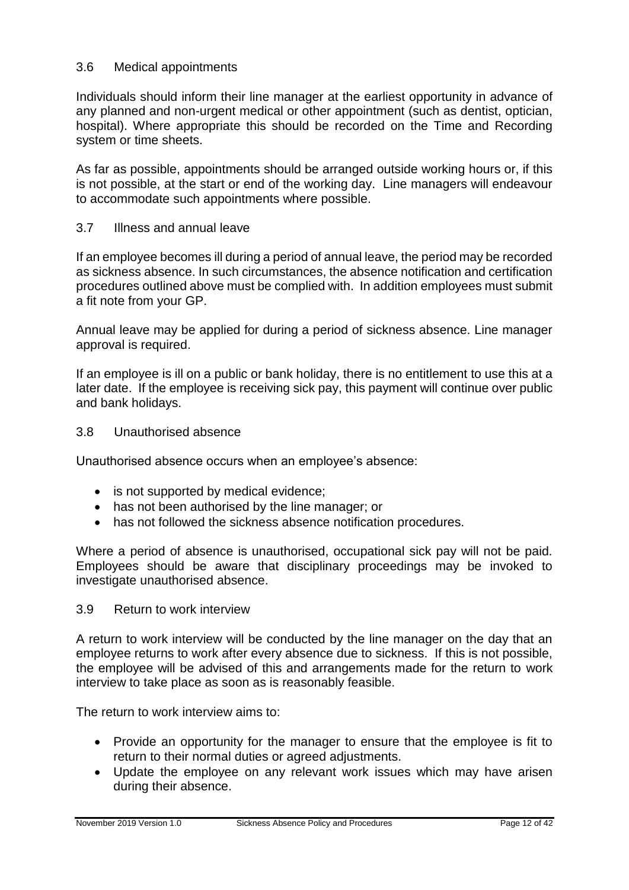### 3.6 Medical appointments

Individuals should inform their line manager at the earliest opportunity in advance of any planned and non-urgent medical or other appointment (such as dentist, optician, hospital). Where appropriate this should be recorded on the Time and Recording system or time sheets.

As far as possible, appointments should be arranged outside working hours or, if this is not possible, at the start or end of the working day. Line managers will endeavour to accommodate such appointments where possible.

### 3.7 Illness and annual leave

If an employee becomes ill during a period of annual leave, the period may be recorded as sickness absence. In such circumstances, the absence notification and certification procedures outlined above must be complied with. In addition employees must submit a fit note from your GP.

Annual leave may be applied for during a period of sickness absence. Line manager approval is required.

If an employee is ill on a public or bank holiday, there is no entitlement to use this at a later date. If the employee is receiving sick pay, this payment will continue over public and bank holidays.

### 3.8 Unauthorised absence

Unauthorised absence occurs when an employee's absence:

- is not supported by medical evidence;
- has not been authorised by the line manager; or
- has not followed the sickness absence notification procedures.

Where a period of absence is unauthorised, occupational sick pay will not be paid. Employees should be aware that disciplinary proceedings may be invoked to investigate unauthorised absence.

### 3.9 Return to work interview

A return to work interview will be conducted by the line manager on the day that an employee returns to work after every absence due to sickness. If this is not possible, the employee will be advised of this and arrangements made for the return to work interview to take place as soon as is reasonably feasible.

The return to work interview aims to:

- Provide an opportunity for the manager to ensure that the employee is fit to return to their normal duties or agreed adjustments.
- Update the employee on any relevant work issues which may have arisen during their absence.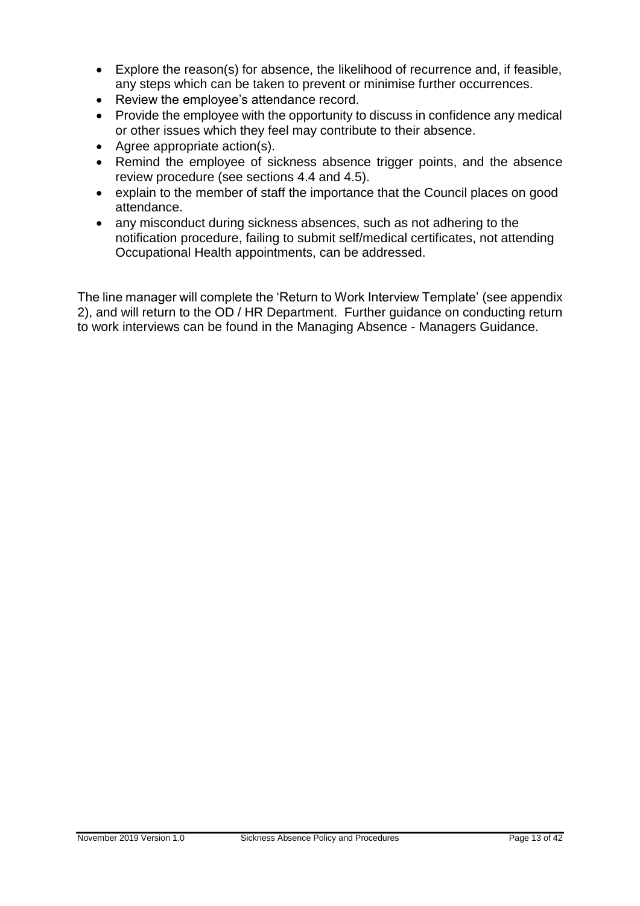- Explore the reason(s) for absence, the likelihood of recurrence and, if feasible, any steps which can be taken to prevent or minimise further occurrences.
- Review the employee's attendance record.
- Provide the employee with the opportunity to discuss in confidence any medical or other issues which they feel may contribute to their absence.
- Agree appropriate action(s).
- Remind the employee of sickness absence trigger points, and the absence review procedure (see sections 4.4 and 4.5).
- explain to the member of staff the importance that the Council places on good attendance.
- any misconduct during sickness absences, such as not adhering to the notification procedure, failing to submit self/medical certificates, not attending Occupational Health appointments, can be addressed.

The line manager will complete the 'Return to Work Interview Template' (see appendix 2), and will return to the OD / HR Department. Further guidance on conducting return to work interviews can be found in the Managing Absence - Managers Guidance.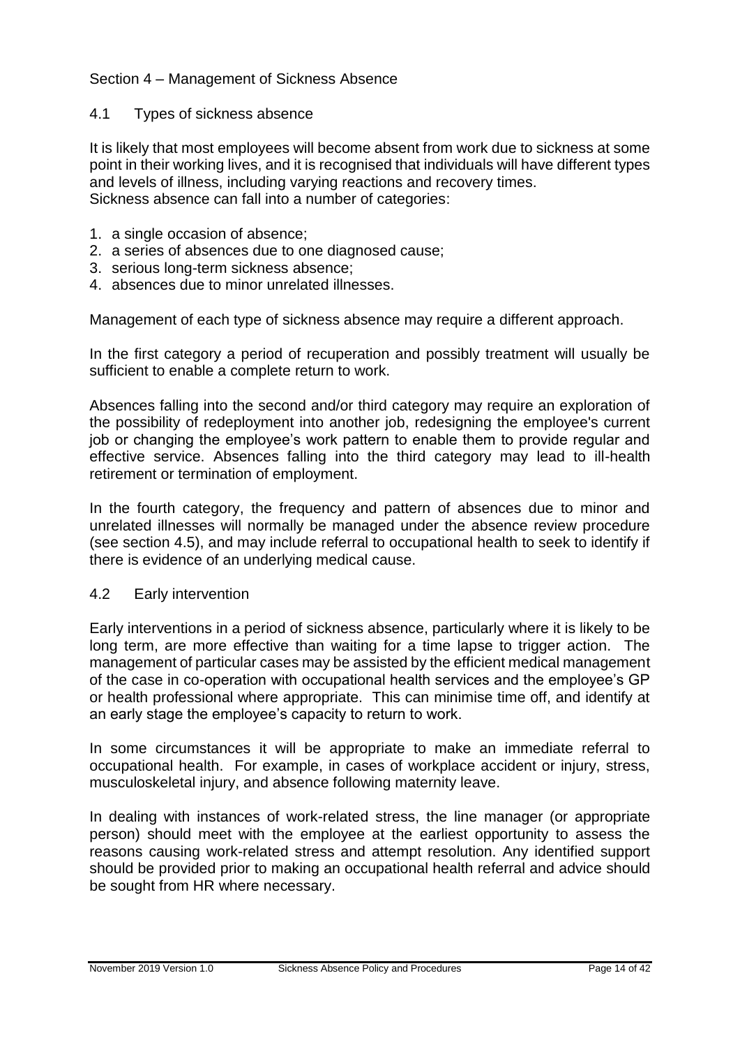## Section 4 – Management of Sickness Absence

### 4.1 Types of sickness absence

It is likely that most employees will become absent from work due to sickness at some point in their working lives, and it is recognised that individuals will have different types and levels of illness, including varying reactions and recovery times.
Sickness absence can fall into a number of categories:

1. a single occasion of absence;
2. a series of absences due to one diagnosed cause;
3. serious long-term sickness absence;
4. absences due to minor unrelated illnesses.

Management of each type of sickness absence may require a different approach.

In the first category a period of recuperation and possibly treatment will usually be sufficient to enable a complete return to work.

Absences falling into the second and/or third category may require an exploration of the possibility of redeployment into another job, redesigning the employee's current job or changing the employee's work pattern to enable them to provide regular and effective service. Absences falling into the third category may lead to ill-health retirement or termination of employment.

In the fourth category, the frequency and pattern of absences due to minor and unrelated illnesses will normally be managed under the absence review procedure (see section 4.5), and may include referral to occupational health to seek to identify if there is evidence of an underlying medical cause.

### 4.2 Early intervention

Early interventions in a period of sickness absence, particularly where it is likely to be long term, are more effective than waiting for a time lapse to trigger action. The management of particular cases may be assisted by the efficient medical management of the case in co-operation with occupational health services and the employee's GP or health professional where appropriate. This can minimise time off, and identify at an early stage the employee's capacity to return to work.

In some circumstances it will be appropriate to make an immediate referral to occupational health. For example, in cases of workplace accident or injury, stress, musculoskeletal injury, and absence following maternity leave.

In dealing with instances of work-related stress, the line manager (or appropriate person) should meet with the employee at the earliest opportunity to assess the reasons causing work-related stress and attempt resolution. Any identified support should be provided prior to making an occupational health referral and advice should be sought from HR where necessary.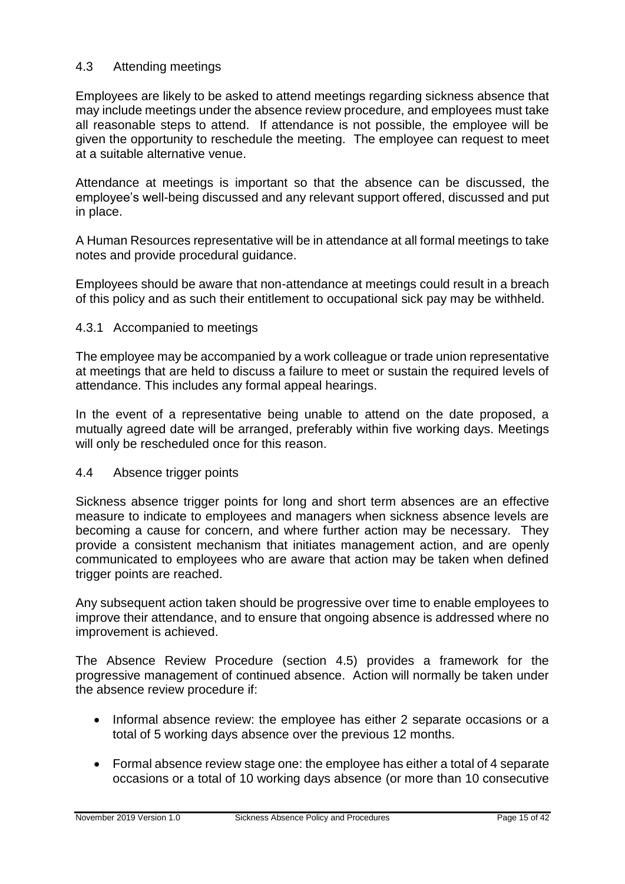### 4.3 Attending meetings

Employees are likely to be asked to attend meetings regarding sickness absence that may include meetings under the absence review procedure, and employees must take all reasonable steps to attend. If attendance is not possible, the employee will be given the opportunity to reschedule the meeting. The employee can request to meet at a suitable alternative venue.

Attendance at meetings is important so that the absence can be discussed, the employee's well-being discussed and any relevant support offered, discussed and put in place.

A Human Resources representative will be in attendance at all formal meetings to take notes and provide procedural guidance.

Employees should be aware that non-attendance at meetings could result in a breach of this policy and as such their entitlement to occupational sick pay may be withheld.

#### 4.3.1 Accompanied to meetings

The employee may be accompanied by a work colleague or trade union representative at meetings that are held to discuss a failure to meet or sustain the required levels of attendance. This includes any formal appeal hearings.

In the event of a representative being unable to attend on the date proposed, a mutually agreed date will be arranged, preferably within five working days. Meetings will only be rescheduled once for this reason.

### 4.4 Absence trigger points

Sickness absence trigger points for long and short term absences are an effective measure to indicate to employees and managers when sickness absence levels are becoming a cause for concern, and where further action may be necessary. They provide a consistent mechanism that initiates management action, and are openly communicated to employees who are aware that action may be taken when defined trigger points are reached.

Any subsequent action taken should be progressive over time to enable employees to improve their attendance, and to ensure that ongoing absence is addressed where no improvement is achieved.

The Absence Review Procedure (section 4.5) provides a framework for the progressive management of continued absence. Action will normally be taken under the absence review procedure if:

- Informal absence review: the employee has either 2 separate occasions or a total of 5 working days absence over the previous 12 months.
- Formal absence review stage one: the employee has either a total of 4 separate occasions or a total of 10 working days absence (or more than 10 consecutive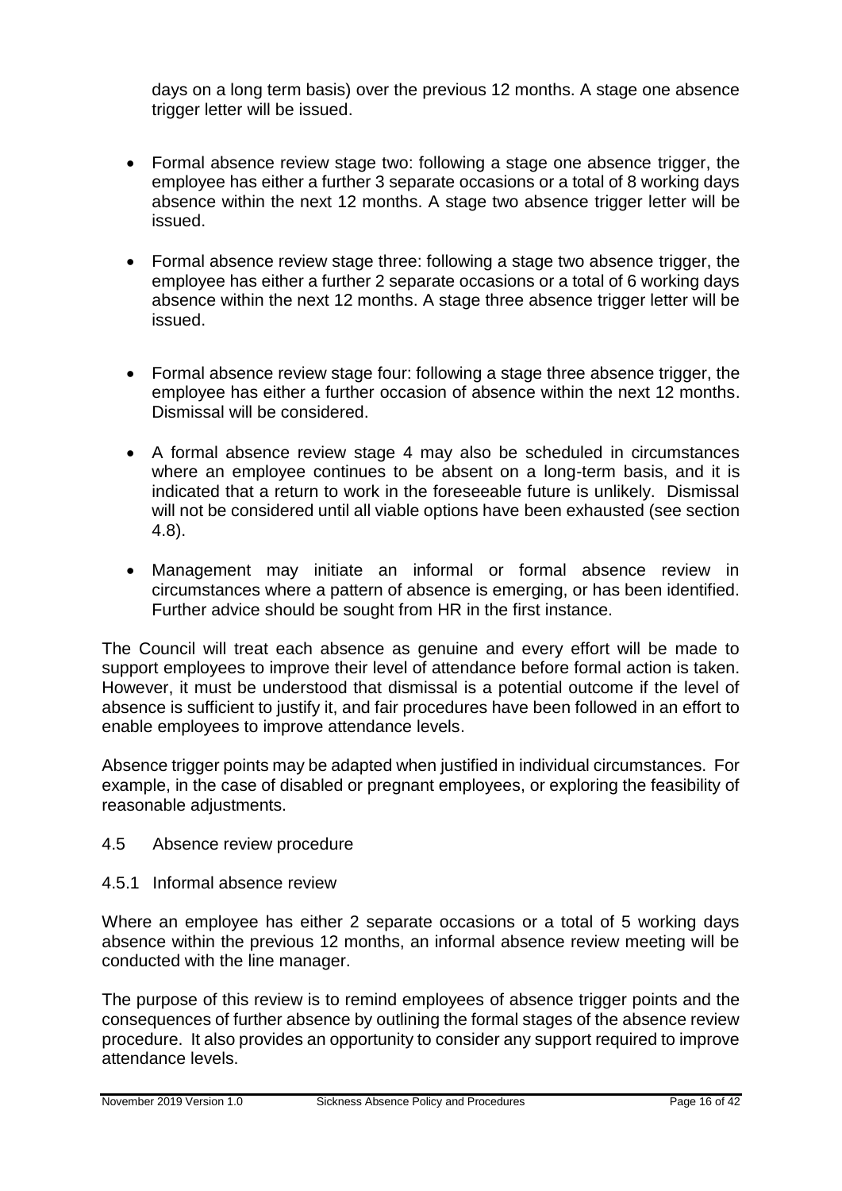days on a long term basis) over the previous 12 months. A stage one absence trigger letter will be issued.

- Formal absence review stage two: following a stage one absence trigger, the employee has either a further 3 separate occasions or a total of 8 working days absence within the next 12 months. A stage two absence trigger letter will be issued.

- Formal absence review stage three: following a stage two absence trigger, the employee has either a further 2 separate occasions or a total of 6 working days absence within the next 12 months. A stage three absence trigger letter will be issued.

- Formal absence review stage four: following a stage three absence trigger, the employee has either a further occasion of absence within the next 12 months. Dismissal will be considered.

- A formal absence review stage 4 may also be scheduled in circumstances where an employee continues to be absent on a long-term basis, and it is indicated that a return to work in the foreseeable future is unlikely. Dismissal will not be considered until all viable options have been exhausted (see section 4.8).

- Management may initiate an informal or formal absence review in circumstances where a pattern of absence is emerging, or has been identified. Further advice should be sought from HR in the first instance.

The Council will treat each absence as genuine and every effort will be made to support employees to improve their level of attendance before formal action is taken. However, it must be understood that dismissal is a potential outcome if the level of absence is sufficient to justify it, and fair procedures have been followed in an effort to enable employees to improve attendance levels.

Absence trigger points may be adapted when justified in individual circumstances. For example, in the case of disabled or pregnant employees, or exploring the feasibility of reasonable adjustments.

## 4.5 Absence review procedure

### 4.5.1 Informal absence review

Where an employee has either 2 separate occasions or a total of 5 working days absence within the previous 12 months, an informal absence review meeting will be conducted with the line manager.

The purpose of this review is to remind employees of absence trigger points and the consequences of further absence by outlining the formal stages of the absence review procedure. It also provides an opportunity to consider any support required to improve attendance levels.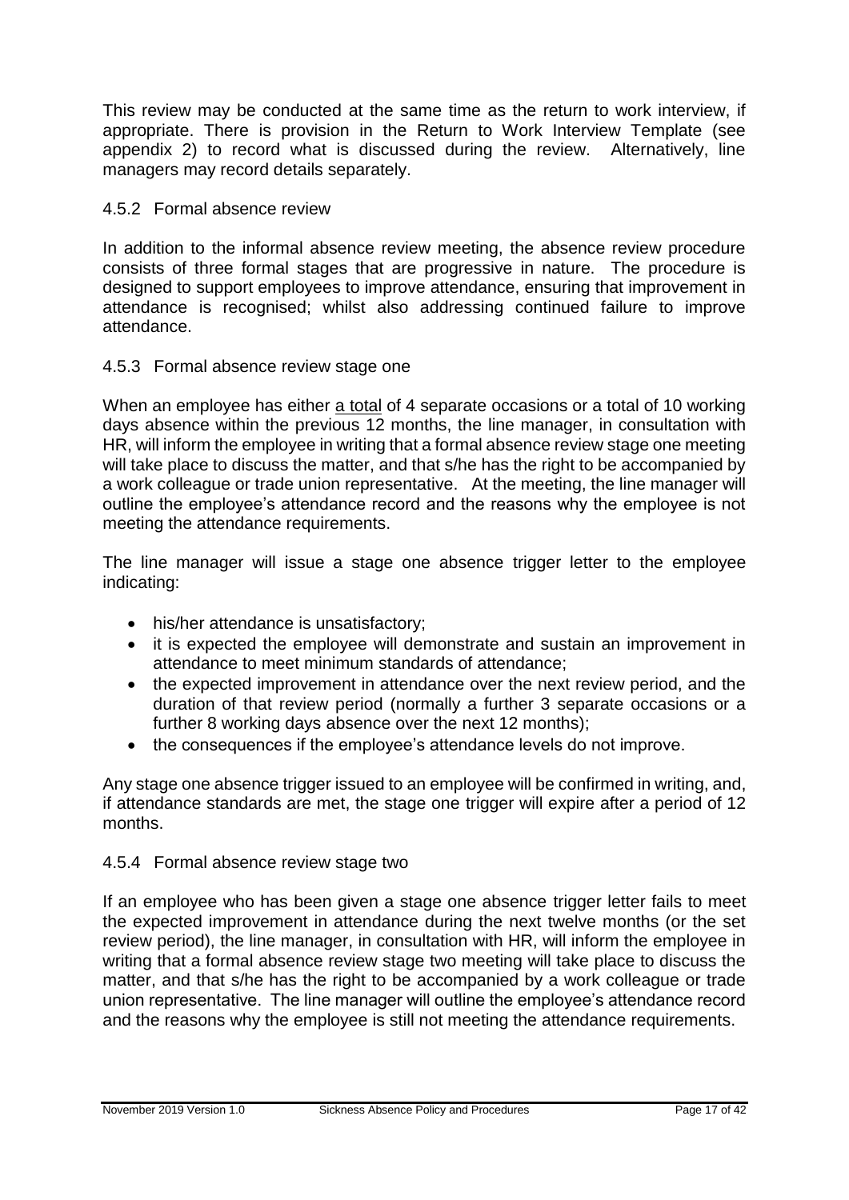This review may be conducted at the same time as the return to work interview, if appropriate. There is provision in the Return to Work Interview Template (see appendix 2) to record what is discussed during the review. Alternatively, line managers may record details separately.

#### 4.5.2 Formal absence review

In addition to the informal absence review meeting, the absence review procedure consists of three formal stages that are progressive in nature. The procedure is designed to support employees to improve attendance, ensuring that improvement in attendance is recognised; whilst also addressing continued failure to improve attendance.

#### 4.5.3 Formal absence review stage one

When an employee has either a total of 4 separate occasions or a total of 10 working days absence within the previous 12 months, the line manager, in consultation with HR, will inform the employee in writing that a formal absence review stage one meeting will take place to discuss the matter, and that s/he has the right to be accompanied by a work colleague or trade union representative. At the meeting, the line manager will outline the employee's attendance record and the reasons why the employee is not meeting the attendance requirements.

The line manager will issue a stage one absence trigger letter to the employee indicating:

- his/her attendance is unsatisfactory;
- it is expected the employee will demonstrate and sustain an improvement in attendance to meet minimum standards of attendance;
- the expected improvement in attendance over the next review period, and the duration of that review period (normally a further 3 separate occasions or a further 8 working days absence over the next 12 months);
- the consequences if the employee's attendance levels do not improve.

Any stage one absence trigger issued to an employee will be confirmed in writing, and, if attendance standards are met, the stage one trigger will expire after a period of 12 months.

#### 4.5.4 Formal absence review stage two

If an employee who has been given a stage one absence trigger letter fails to meet the expected improvement in attendance during the next twelve months (or the set review period), the line manager, in consultation with HR, will inform the employee in writing that a formal absence review stage two meeting will take place to discuss the matter, and that s/he has the right to be accompanied by a work colleague or trade union representative. The line manager will outline the employee's attendance record and the reasons why the employee is still not meeting the attendance requirements.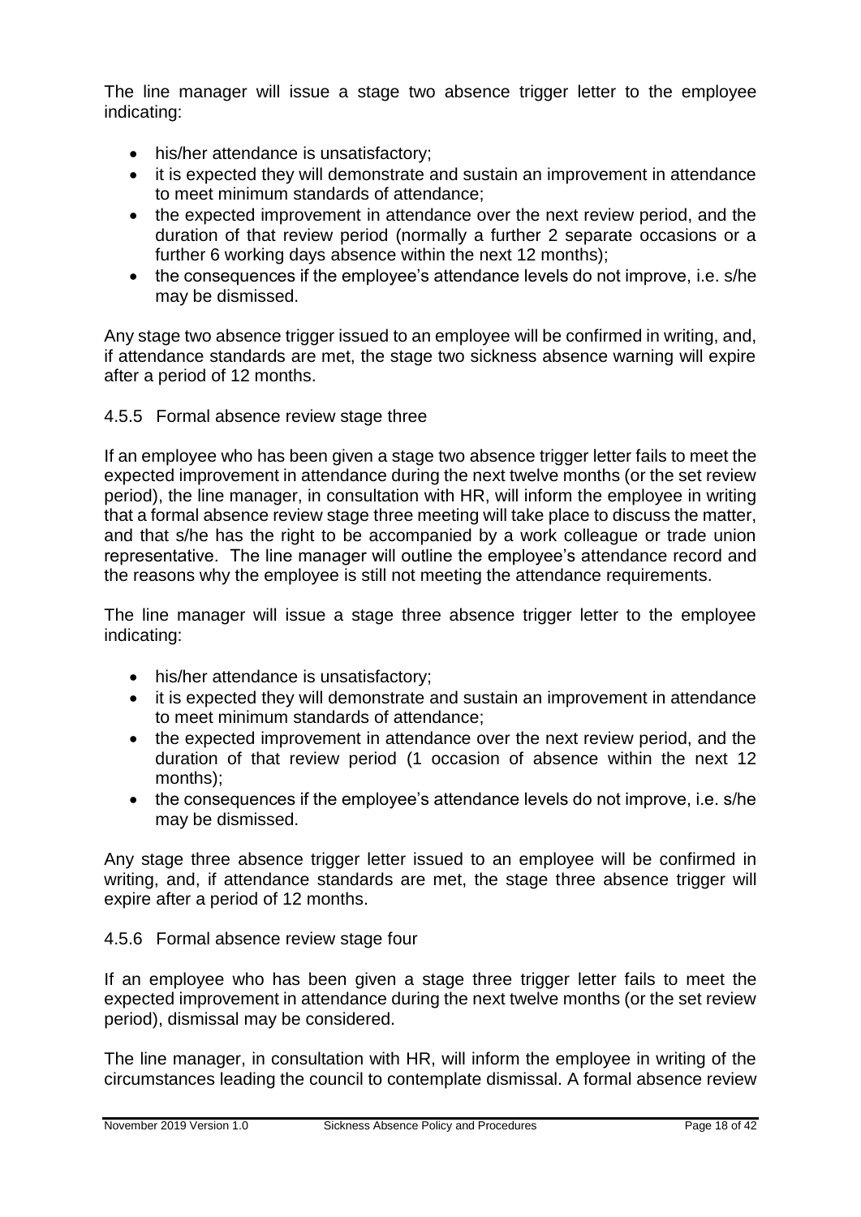The line manager will issue a stage two absence trigger letter to the employee indicating:

- his/her attendance is unsatisfactory;
- it is expected they will demonstrate and sustain an improvement in attendance to meet minimum standards of attendance;
- the expected improvement in attendance over the next review period, and the duration of that review period (normally a further 2 separate occasions or a further 6 working days absence within the next 12 months);
- the consequences if the employee's attendance levels do not improve, i.e. s/he may be dismissed.

Any stage two absence trigger issued to an employee will be confirmed in writing, and, if attendance standards are met, the stage two sickness absence warning will expire after a period of 12 months.

### 4.5.5 Formal absence review stage three

If an employee who has been given a stage two absence trigger letter fails to meet the expected improvement in attendance during the next twelve months (or the set review period), the line manager, in consultation with HR, will inform the employee in writing that a formal absence review stage three meeting will take place to discuss the matter, and that s/he has the right to be accompanied by a work colleague or trade union representative. The line manager will outline the employee's attendance record and the reasons why the employee is still not meeting the attendance requirements.

The line manager will issue a stage three absence trigger letter to the employee indicating:

- his/her attendance is unsatisfactory;
- it is expected they will demonstrate and sustain an improvement in attendance to meet minimum standards of attendance;
- the expected improvement in attendance over the next review period, and the duration of that review period (1 occasion of absence within the next 12 months);
- the consequences if the employee's attendance levels do not improve, i.e. s/he may be dismissed.

Any stage three absence trigger letter issued to an employee will be confirmed in writing, and, if attendance standards are met, the stage three absence trigger will expire after a period of 12 months.

### 4.5.6 Formal absence review stage four

If an employee who has been given a stage three trigger letter fails to meet the expected improvement in attendance during the next twelve months (or the set review period), dismissal may be considered.

The line manager, in consultation with HR, will inform the employee in writing of the circumstances leading the council to contemplate dismissal. A formal absence review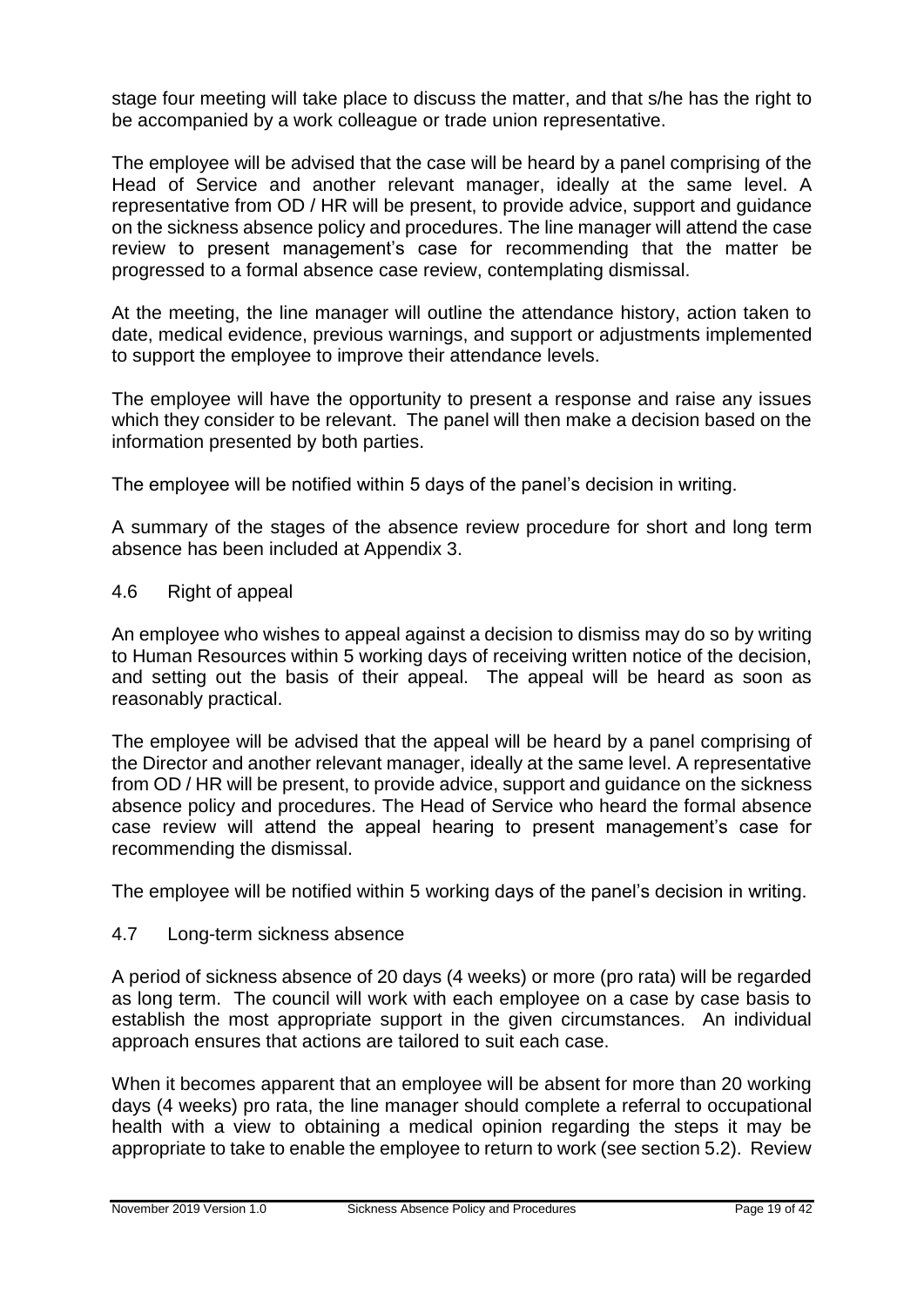stage four meeting will take place to discuss the matter, and that s/he has the right to be accompanied by a work colleague or trade union representative.

The employee will be advised that the case will be heard by a panel comprising of the Head of Service and another relevant manager, ideally at the same level. A representative from OD / HR will be present, to provide advice, support and guidance on the sickness absence policy and procedures. The line manager will attend the case review to present management's case for recommending that the matter be progressed to a formal absence case review, contemplating dismissal.

At the meeting, the line manager will outline the attendance history, action taken to date, medical evidence, previous warnings, and support or adjustments implemented to support the employee to improve their attendance levels.

The employee will have the opportunity to present a response and raise any issues which they consider to be relevant. The panel will then make a decision based on the information presented by both parties.

The employee will be notified within 5 days of the panel's decision in writing.

A summary of the stages of the absence review procedure for short and long term absence has been included at Appendix 3.

### 4.6 Right of appeal

An employee who wishes to appeal against a decision to dismiss may do so by writing to Human Resources within 5 working days of receiving written notice of the decision, and setting out the basis of their appeal. The appeal will be heard as soon as reasonably practical.

The employee will be advised that the appeal will be heard by a panel comprising of the Director and another relevant manager, ideally at the same level. A representative from OD / HR will be present, to provide advice, support and guidance on the sickness absence policy and procedures. The Head of Service who heard the formal absence case review will attend the appeal hearing to present management's case for recommending the dismissal.

The employee will be notified within 5 working days of the panel's decision in writing.

### 4.7 Long-term sickness absence

A period of sickness absence of 20 days (4 weeks) or more (pro rata) will be regarded as long term. The council will work with each employee on a case by case basis to establish the most appropriate support in the given circumstances. An individual approach ensures that actions are tailored to suit each case.

When it becomes apparent that an employee will be absent for more than 20 working days (4 weeks) pro rata, the line manager should complete a referral to occupational health with a view to obtaining a medical opinion regarding the steps it may be appropriate to take to enable the employee to return to work (see section 5.2). Review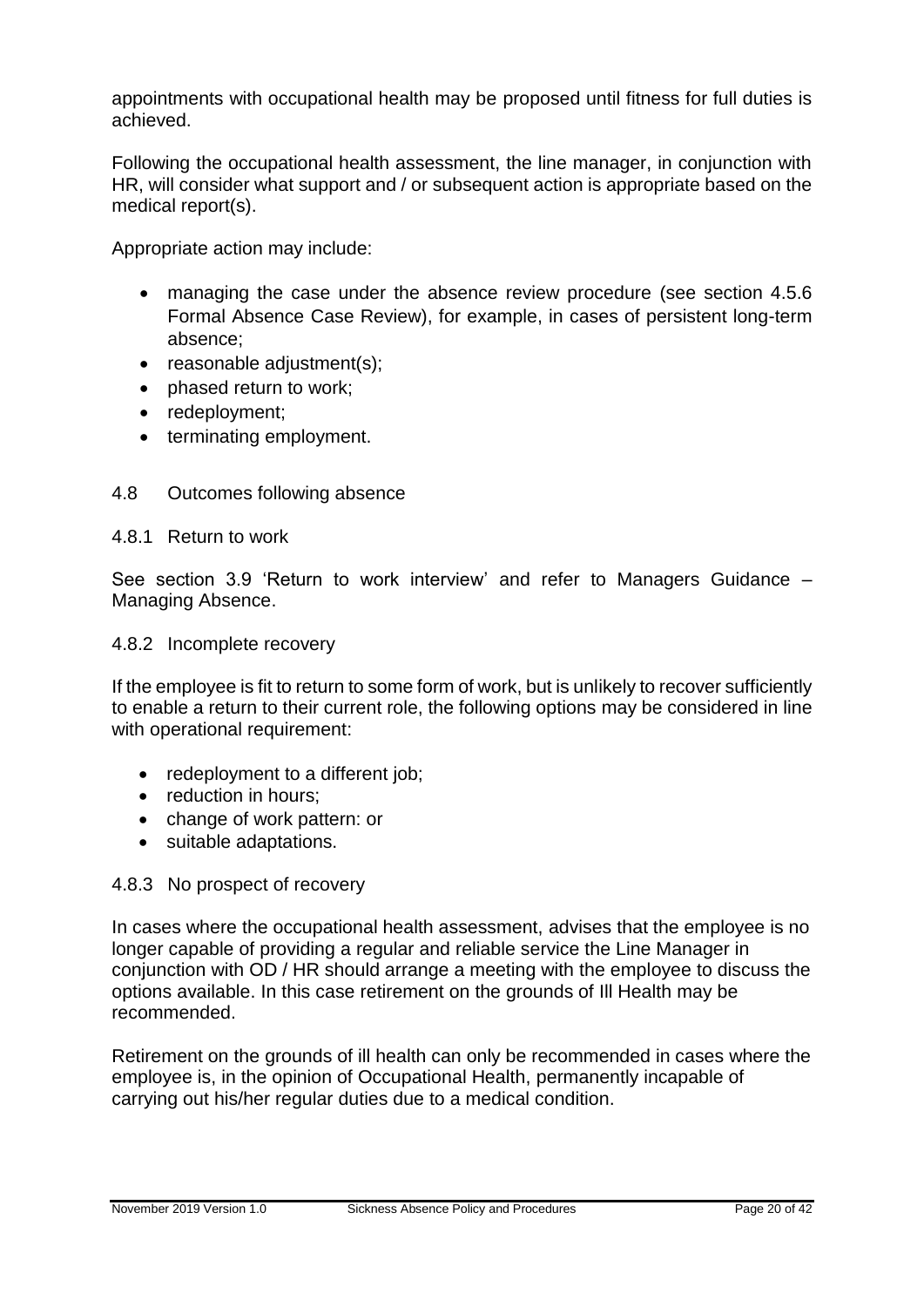appointments with occupational health may be proposed until fitness for full duties is achieved.

Following the occupational health assessment, the line manager, in conjunction with HR, will consider what support and / or subsequent action is appropriate based on the medical report(s).

Appropriate action may include:

- managing the case under the absence review procedure (see section 4.5.6 Formal Absence Case Review), for example, in cases of persistent long-term absence;
- reasonable adjustment(s);
- phased return to work;
- redeployment;
- terminating employment.

## 4.8 Outcomes following absence

### 4.8.1 Return to work

See section 3.9 'Return to work interview' and refer to Managers Guidance – Managing Absence.

### 4.8.2 Incomplete recovery

If the employee is fit to return to some form of work, but is unlikely to recover sufficiently to enable a return to their current role, the following options may be considered in line with operational requirement:

- redeployment to a different job;
- reduction in hours;
- change of work pattern: or
- suitable adaptations.

### 4.8.3 No prospect of recovery

In cases where the occupational health assessment, advises that the employee is no longer capable of providing a regular and reliable service the Line Manager in conjunction with OD / HR should arrange a meeting with the employee to discuss the options available. In this case retirement on the grounds of Ill Health may be recommended.

Retirement on the grounds of ill health can only be recommended in cases where the employee is, in the opinion of Occupational Health, permanently incapable of carrying out his/her regular duties due to a medical condition.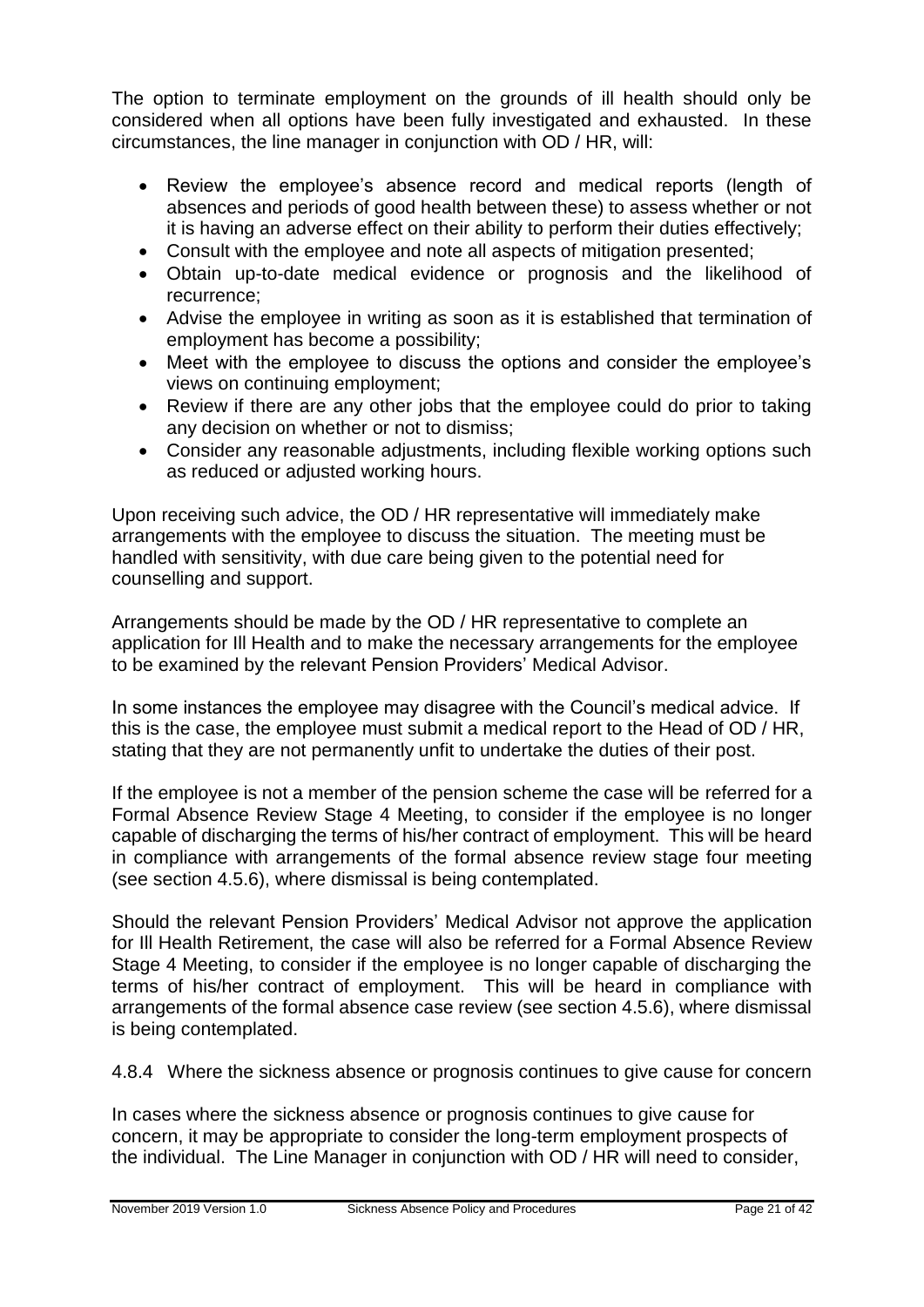The option to terminate employment on the grounds of ill health should only be considered when all options have been fully investigated and exhausted. In these circumstances, the line manager in conjunction with OD / HR, will:

- Review the employee's absence record and medical reports (length of absences and periods of good health between these) to assess whether or not it is having an adverse effect on their ability to perform their duties effectively;
- Consult with the employee and note all aspects of mitigation presented;
- Obtain up-to-date medical evidence or prognosis and the likelihood of recurrence;
- Advise the employee in writing as soon as it is established that termination of employment has become a possibility;
- Meet with the employee to discuss the options and consider the employee's views on continuing employment;
- Review if there are any other jobs that the employee could do prior to taking any decision on whether or not to dismiss;
- Consider any reasonable adjustments, including flexible working options such as reduced or adjusted working hours.

Upon receiving such advice, the OD / HR representative will immediately make arrangements with the employee to discuss the situation. The meeting must be handled with sensitivity, with due care being given to the potential need for counselling and support.

Arrangements should be made by the OD / HR representative to complete an application for Ill Health and to make the necessary arrangements for the employee to be examined by the relevant Pension Providers' Medical Advisor.

In some instances the employee may disagree with the Council's medical advice. If this is the case, the employee must submit a medical report to the Head of OD / HR, stating that they are not permanently unfit to undertake the duties of their post.

If the employee is not a member of the pension scheme the case will be referred for a Formal Absence Review Stage 4 Meeting, to consider if the employee is no longer capable of discharging the terms of his/her contract of employment. This will be heard in compliance with arrangements of the formal absence review stage four meeting (see section 4.5.6), where dismissal is being contemplated.

Should the relevant Pension Providers' Medical Advisor not approve the application for Ill Health Retirement, the case will also be referred for a Formal Absence Review Stage 4 Meeting, to consider if the employee is no longer capable of discharging the terms of his/her contract of employment. This will be heard in compliance with arrangements of the formal absence case review (see section 4.5.6), where dismissal is being contemplated.

#### 4.8.4 Where the sickness absence or prognosis continues to give cause for concern

In cases where the sickness absence or prognosis continues to give cause for concern, it may be appropriate to consider the long-term employment prospects of the individual. The Line Manager in conjunction with OD / HR will need to consider,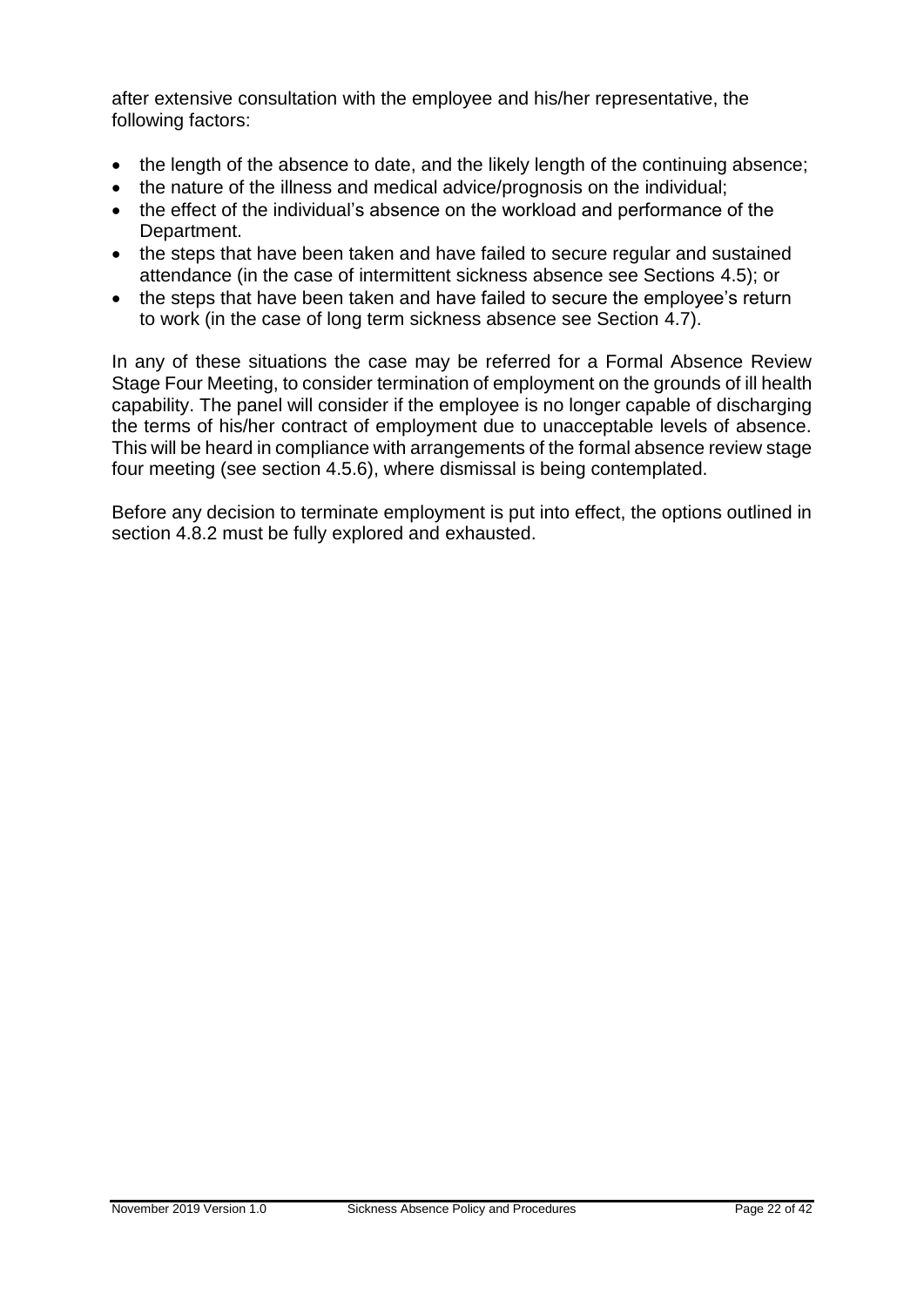after extensive consultation with the employee and his/her representative, the following factors:

- the length of the absence to date, and the likely length of the continuing absence;
- the nature of the illness and medical advice/prognosis on the individual;
- the effect of the individual's absence on the workload and performance of the Department.
- the steps that have been taken and have failed to secure regular and sustained attendance (in the case of intermittent sickness absence see Sections 4.5); or
- the steps that have been taken and have failed to secure the employee's return to work (in the case of long term sickness absence see Section 4.7).

In any of these situations the case may be referred for a Formal Absence Review Stage Four Meeting, to consider termination of employment on the grounds of ill health capability. The panel will consider if the employee is no longer capable of discharging the terms of his/her contract of employment due to unacceptable levels of absence. This will be heard in compliance with arrangements of the formal absence review stage four meeting (see section 4.5.6), where dismissal is being contemplated.

Before any decision to terminate employment is put into effect, the options outlined in section 4.8.2 must be fully explored and exhausted.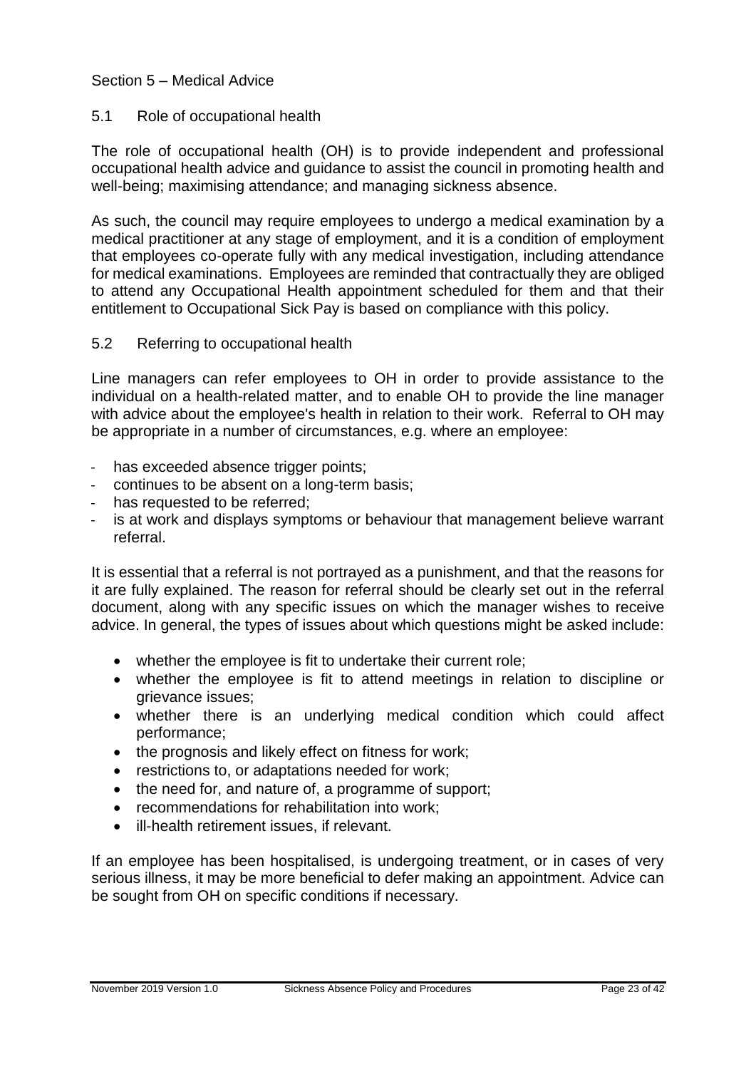## Section 5 – Medical Advice

### 5.1 Role of occupational health

The role of occupational health (OH) is to provide independent and professional occupational health advice and guidance to assist the council in promoting health and well-being; maximising attendance; and managing sickness absence.

As such, the council may require employees to undergo a medical examination by a medical practitioner at any stage of employment, and it is a condition of employment that employees co-operate fully with any medical investigation, including attendance for medical examinations. Employees are reminded that contractually they are obliged to attend any Occupational Health appointment scheduled for them and that their entitlement to Occupational Sick Pay is based on compliance with this policy.

### 5.2 Referring to occupational health

Line managers can refer employees to OH in order to provide assistance to the individual on a health-related matter, and to enable OH to provide the line manager with advice about the employee's health in relation to their work. Referral to OH may be appropriate in a number of circumstances, e.g. where an employee:

- has exceeded absence trigger points;
- continues to be absent on a long-term basis;
- has requested to be referred;
- is at work and displays symptoms or behaviour that management believe warrant referral.

It is essential that a referral is not portrayed as a punishment, and that the reasons for it are fully explained. The reason for referral should be clearly set out in the referral document, along with any specific issues on which the manager wishes to receive advice. In general, the types of issues about which questions might be asked include:

- whether the employee is fit to undertake their current role;
- whether the employee is fit to attend meetings in relation to discipline or grievance issues;
- whether there is an underlying medical condition which could affect performance;
- the prognosis and likely effect on fitness for work;
- restrictions to, or adaptations needed for work;
- the need for, and nature of, a programme of support;
- recommendations for rehabilitation into work;
- ill-health retirement issues, if relevant.

If an employee has been hospitalised, is undergoing treatment, or in cases of very serious illness, it may be more beneficial to defer making an appointment. Advice can be sought from OH on specific conditions if necessary.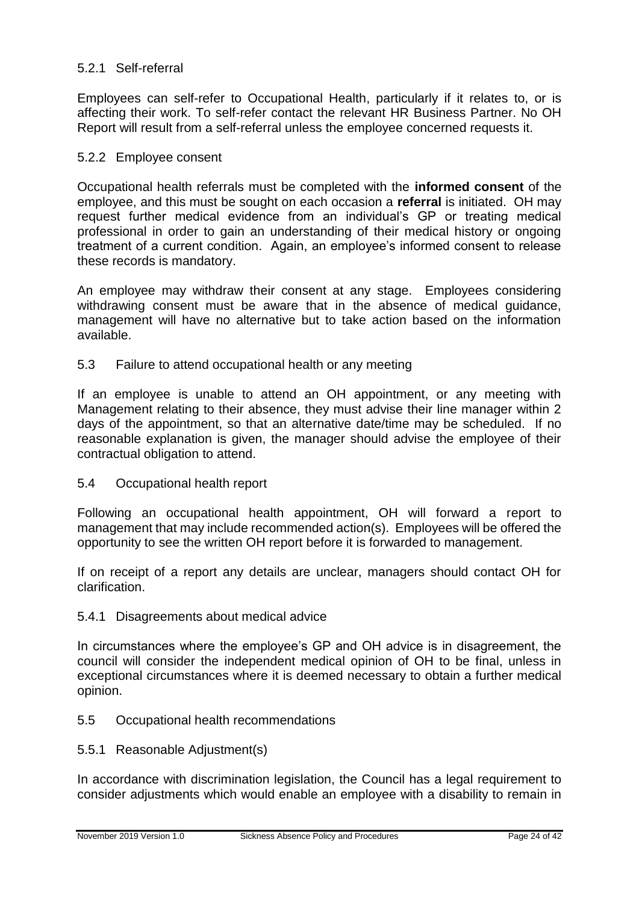#### 5.2.1 Self-referral

Employees can self-refer to Occupational Health, particularly if it relates to, or is affecting their work. To self-refer contact the relevant HR Business Partner. No OH Report will result from a self-referral unless the employee concerned requests it.

#### 5.2.2 Employee consent

Occupational health referrals must be completed with the **informed consent** of the employee, and this must be sought on each occasion a **referral** is initiated. OH may request further medical evidence from an individual's GP or treating medical professional in order to gain an understanding of their medical history or ongoing treatment of a current condition. Again, an employee's informed consent to release these records is mandatory.

An employee may withdraw their consent at any stage. Employees considering withdrawing consent must be aware that in the absence of medical guidance, management will have no alternative but to take action based on the information available.

### 5.3 Failure to attend occupational health or any meeting

If an employee is unable to attend an OH appointment, or any meeting with Management relating to their absence, they must advise their line manager within 2 days of the appointment, so that an alternative date/time may be scheduled. If no reasonable explanation is given, the manager should advise the employee of their contractual obligation to attend.

### 5.4 Occupational health report

Following an occupational health appointment, OH will forward a report to management that may include recommended action(s). Employees will be offered the opportunity to see the written OH report before it is forwarded to management.

If on receipt of a report any details are unclear, managers should contact OH for clarification.

#### 5.4.1 Disagreements about medical advice

In circumstances where the employee's GP and OH advice is in disagreement, the council will consider the independent medical opinion of OH to be final, unless in exceptional circumstances where it is deemed necessary to obtain a further medical opinion.

### 5.5 Occupational health recommendations

#### 5.5.1 Reasonable Adjustment(s)

In accordance with discrimination legislation, the Council has a legal requirement to consider adjustments which would enable an employee with a disability to remain in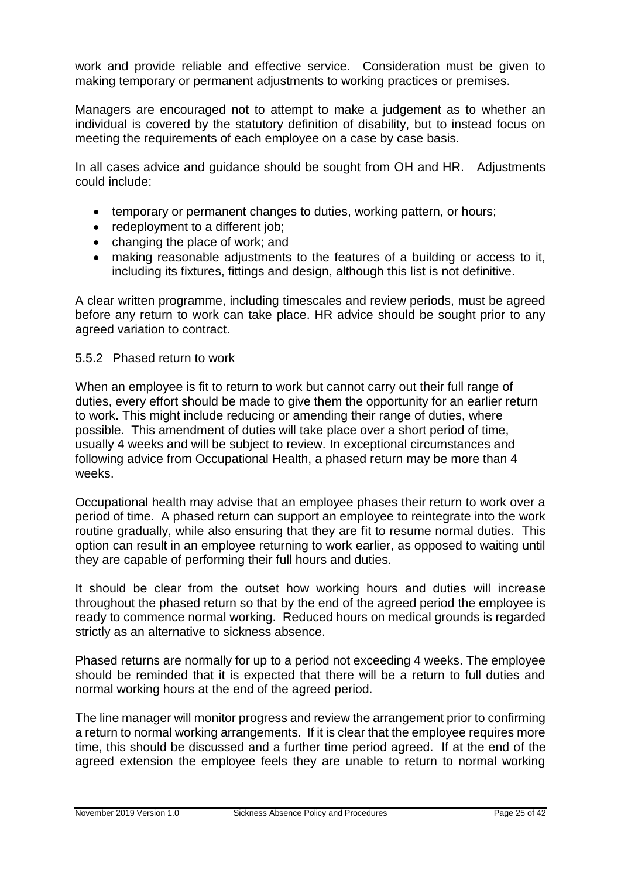work and provide reliable and effective service. Consideration must be given to making temporary or permanent adjustments to working practices or premises.

Managers are encouraged not to attempt to make a judgement as to whether an individual is covered by the statutory definition of disability, but to instead focus on meeting the requirements of each employee on a case by case basis.

In all cases advice and guidance should be sought from OH and HR. Adjustments could include:

- temporary or permanent changes to duties, working pattern, or hours;
- redeployment to a different job;
- changing the place of work; and
- making reasonable adjustments to the features of a building or access to it, including its fixtures, fittings and design, although this list is not definitive.

A clear written programme, including timescales and review periods, must be agreed before any return to work can take place. HR advice should be sought prior to any agreed variation to contract.

#### 5.5.2 Phased return to work

When an employee is fit to return to work but cannot carry out their full range of duties, every effort should be made to give them the opportunity for an earlier return to work. This might include reducing or amending their range of duties, where possible. This amendment of duties will take place over a short period of time, usually 4 weeks and will be subject to review. In exceptional circumstances and following advice from Occupational Health, a phased return may be more than 4 weeks.

Occupational health may advise that an employee phases their return to work over a period of time. A phased return can support an employee to reintegrate into the work routine gradually, while also ensuring that they are fit to resume normal duties. This option can result in an employee returning to work earlier, as opposed to waiting until they are capable of performing their full hours and duties.

It should be clear from the outset how working hours and duties will increase throughout the phased return so that by the end of the agreed period the employee is ready to commence normal working. Reduced hours on medical grounds is regarded strictly as an alternative to sickness absence.

Phased returns are normally for up to a period not exceeding 4 weeks. The employee should be reminded that it is expected that there will be a return to full duties and normal working hours at the end of the agreed period.

The line manager will monitor progress and review the arrangement prior to confirming a return to normal working arrangements. If it is clear that the employee requires more time, this should be discussed and a further time period agreed. If at the end of the agreed extension the employee feels they are unable to return to normal working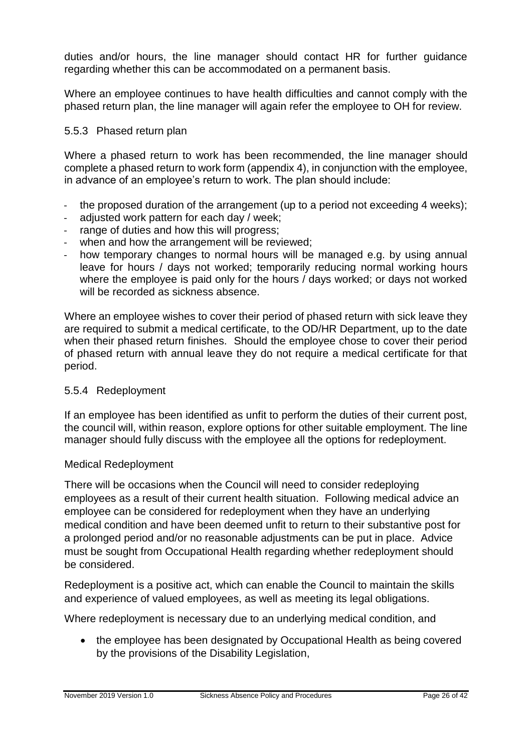duties and/or hours, the line manager should contact HR for further guidance regarding whether this can be accommodated on a permanent basis.

Where an employee continues to have health difficulties and cannot comply with the phased return plan, the line manager will again refer the employee to OH for review.

### 5.5.3 Phased return plan

Where a phased return to work has been recommended, the line manager should complete a phased return to work form (appendix 4), in conjunction with the employee, in advance of an employee's return to work. The plan should include:

- the proposed duration of the arrangement (up to a period not exceeding 4 weeks);
- adjusted work pattern for each day / week;
- range of duties and how this will progress;
- when and how the arrangement will be reviewed;
- how temporary changes to normal hours will be managed e.g. by using annual leave for hours / days not worked; temporarily reducing normal working hours where the employee is paid only for the hours / days worked; or days not worked will be recorded as sickness absence.

Where an employee wishes to cover their period of phased return with sick leave they are required to submit a medical certificate, to the OD/HR Department, up to the date when their phased return finishes. Should the employee chose to cover their period of phased return with annual leave they do not require a medical certificate for that period.

### 5.5.4 Redeployment

If an employee has been identified as unfit to perform the duties of their current post, the council will, within reason, explore options for other suitable employment. The line manager should fully discuss with the employee all the options for redeployment.

Medical Redeployment

There will be occasions when the Council will need to consider redeploying employees as a result of their current health situation. Following medical advice an employee can be considered for redeployment when they have an underlying medical condition and have been deemed unfit to return to their substantive post for a prolonged period and/or no reasonable adjustments can be put in place. Advice must be sought from Occupational Health regarding whether redeployment should be considered.

Redeployment is a positive act, which can enable the Council to maintain the skills and experience of valued employees, as well as meeting its legal obligations.

Where redeployment is necessary due to an underlying medical condition, and

- the employee has been designated by Occupational Health as being covered by the provisions of the Disability Legislation,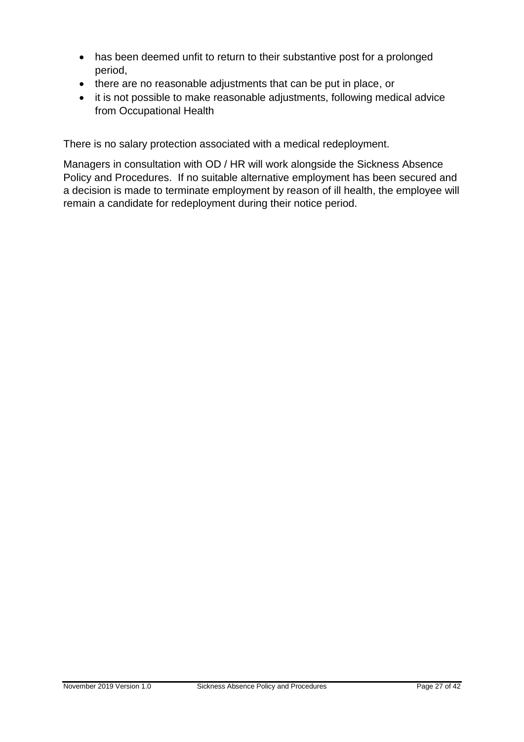- has been deemed unfit to return to their substantive post for a prolonged period,
- there are no reasonable adjustments that can be put in place, or
- it is not possible to make reasonable adjustments, following medical advice from Occupational Health

There is no salary protection associated with a medical redeployment.

Managers in consultation with OD / HR will work alongside the Sickness Absence Policy and Procedures. If no suitable alternative employment has been secured and a decision is made to terminate employment by reason of ill health, the employee will remain a candidate for redeployment during their notice period.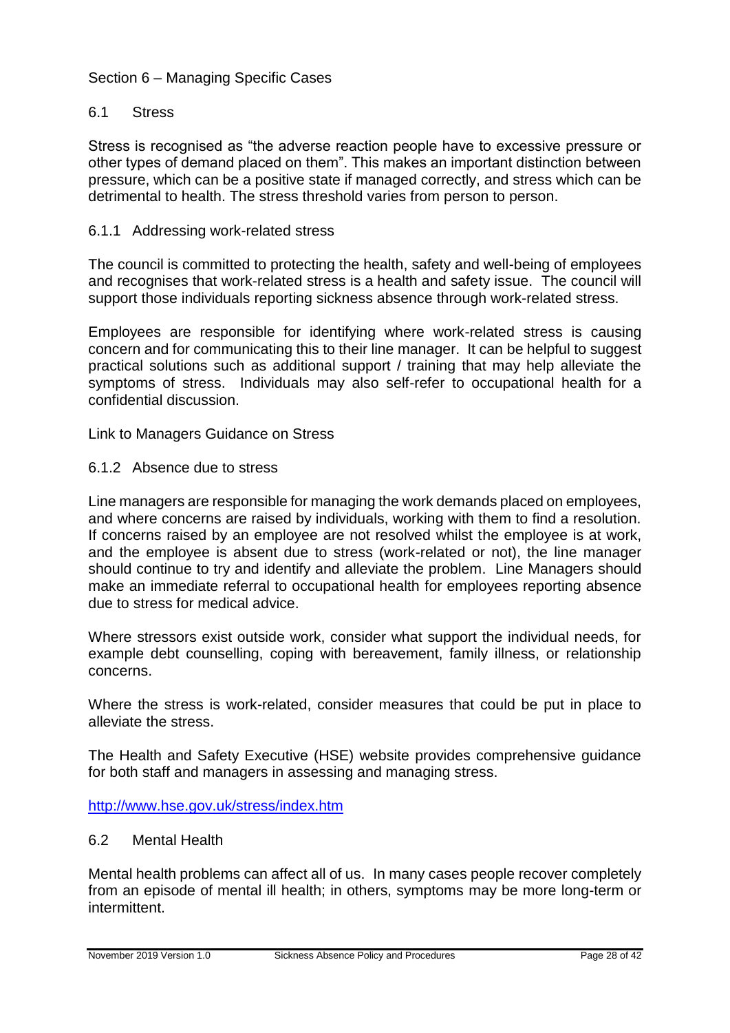## Section 6 – Managing Specific Cases

### 6.1 Stress

Stress is recognised as "the adverse reaction people have to excessive pressure or other types of demand placed on them". This makes an important distinction between pressure, which can be a positive state if managed correctly, and stress which can be detrimental to health. The stress threshold varies from person to person.

#### 6.1.1 Addressing work-related stress

The council is committed to protecting the health, safety and well-being of employees and recognises that work-related stress is a health and safety issue. The council will support those individuals reporting sickness absence through work-related stress.

Employees are responsible for identifying where work-related stress is causing concern and for communicating this to their line manager. It can be helpful to suggest practical solutions such as additional support / training that may help alleviate the symptoms of stress. Individuals may also self-refer to occupational health for a confidential discussion.

Link to Managers Guidance on Stress

#### 6.1.2 Absence due to stress

Line managers are responsible for managing the work demands placed on employees, and where concerns are raised by individuals, working with them to find a resolution. If concerns raised by an employee are not resolved whilst the employee is at work, and the employee is absent due to stress (work-related or not), the line manager should continue to try and identify and alleviate the problem. Line Managers should make an immediate referral to occupational health for employees reporting absence due to stress for medical advice.

Where stressors exist outside work, consider what support the individual needs, for example debt counselling, coping with bereavement, family illness, or relationship concerns.

Where the stress is work-related, consider measures that could be put in place to alleviate the stress.

The Health and Safety Executive (HSE) website provides comprehensive guidance for both staff and managers in assessing and managing stress.

http://www.hse.gov.uk/stress/index.htm

### 6.2 Mental Health

Mental health problems can affect all of us. In many cases people recover completely from an episode of mental ill health; in others, symptoms may be more long-term or intermittent.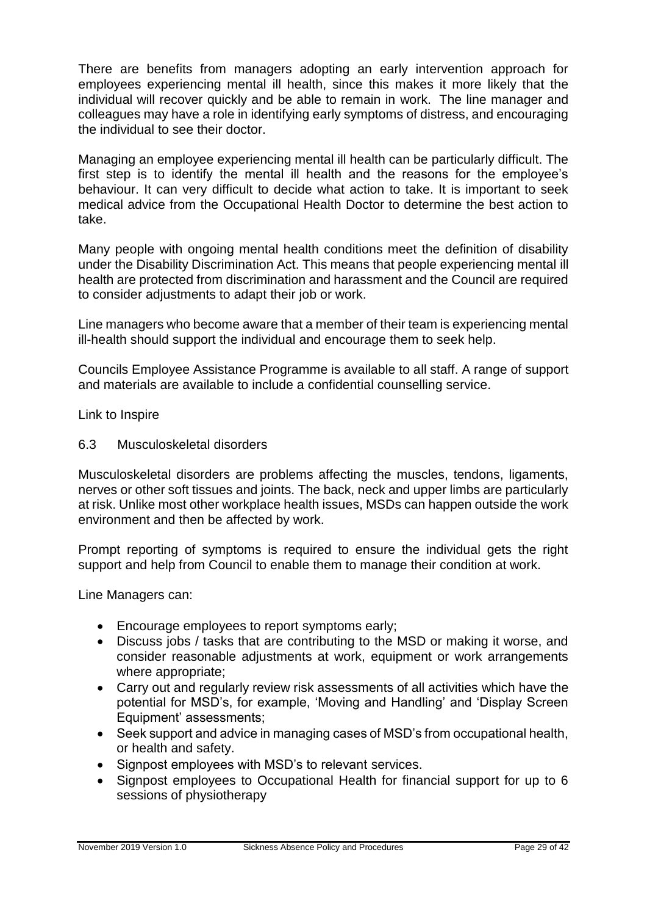There are benefits from managers adopting an early intervention approach for employees experiencing mental ill health, since this makes it more likely that the individual will recover quickly and be able to remain in work. The line manager and colleagues may have a role in identifying early symptoms of distress, and encouraging the individual to see their doctor.

Managing an employee experiencing mental ill health can be particularly difficult. The first step is to identify the mental ill health and the reasons for the employee's behaviour. It can very difficult to decide what action to take. It is important to seek medical advice from the Occupational Health Doctor to determine the best action to take.

Many people with ongoing mental health conditions meet the definition of disability under the Disability Discrimination Act. This means that people experiencing mental ill health are protected from discrimination and harassment and the Council are required to consider adjustments to adapt their job or work.

Line managers who become aware that a member of their team is experiencing mental ill-health should support the individual and encourage them to seek help.

Councils Employee Assistance Programme is available to all staff. A range of support and materials are available to include a confidential counselling service.

Link to Inspire

## 6.3 Musculoskeletal disorders

Musculoskeletal disorders are problems affecting the muscles, tendons, ligaments, nerves or other soft tissues and joints. The back, neck and upper limbs are particularly at risk. Unlike most other workplace health issues, MSDs can happen outside the work environment and then be affected by work.

Prompt reporting of symptoms is required to ensure the individual gets the right support and help from Council to enable them to manage their condition at work.

Line Managers can:

- Encourage employees to report symptoms early;
- Discuss jobs / tasks that are contributing to the MSD or making it worse, and consider reasonable adjustments at work, equipment or work arrangements where appropriate;
- Carry out and regularly review risk assessments of all activities which have the potential for MSD's, for example, 'Moving and Handling' and 'Display Screen Equipment' assessments;
- Seek support and advice in managing cases of MSD's from occupational health, or health and safety.
- Signpost employees with MSD's to relevant services.
- Signpost employees to Occupational Health for financial support for up to 6 sessions of physiotherapy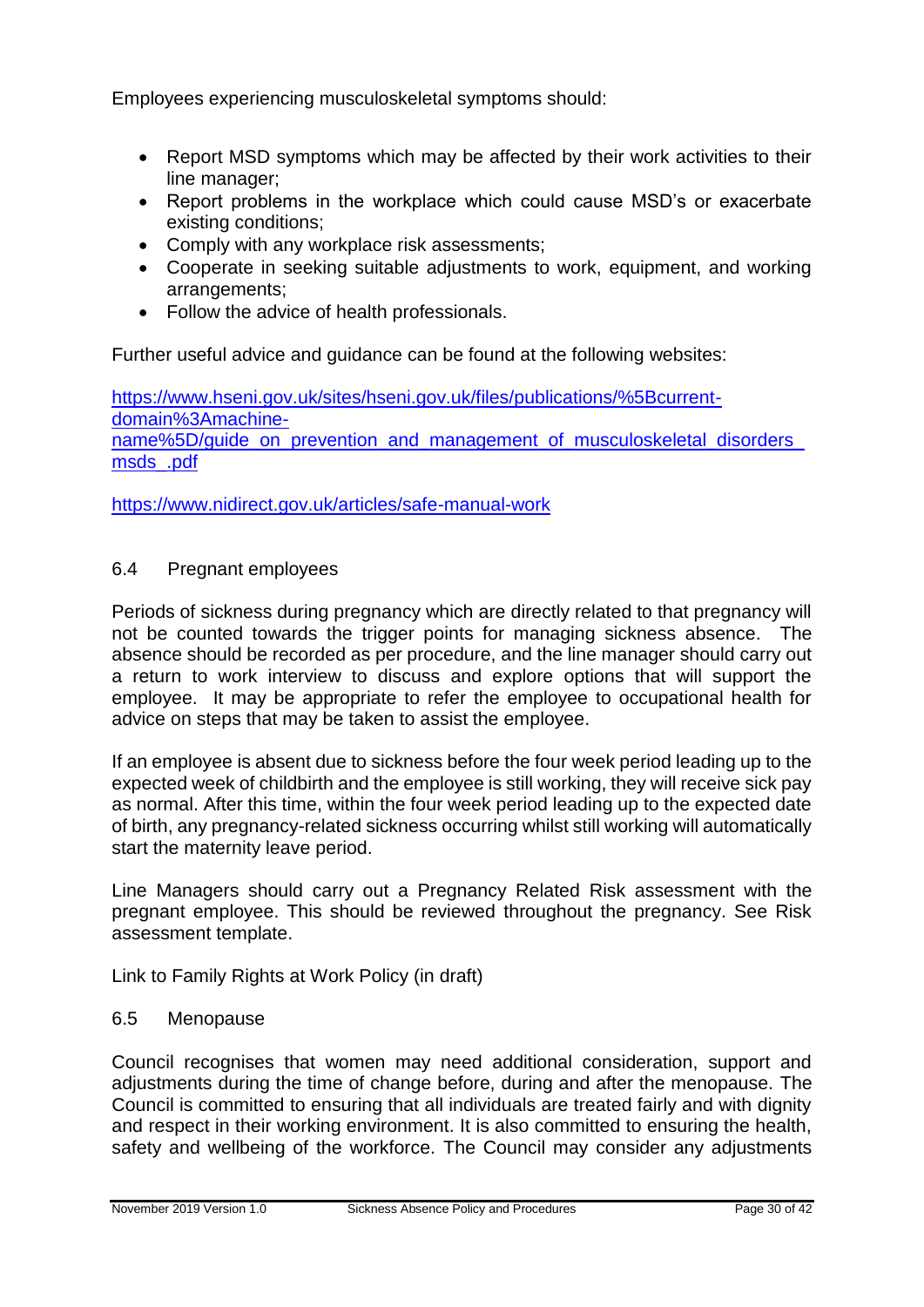Employees experiencing musculoskeletal symptoms should:

- Report MSD symptoms which may be affected by their work activities to their line manager;
- Report problems in the workplace which could cause MSD's or exacerbate existing conditions;
- Comply with any workplace risk assessments;
- Cooperate in seeking suitable adjustments to work, equipment, and working arrangements;
- Follow the advice of health professionals.

Further useful advice and guidance can be found at the following websites:

https://www.hseni.gov.uk/sites/hseni.gov.uk/files/publications/%5Bcurrent-domain%3Amachine-name%5D/guide_on_prevention_and_management_of_musculoskeletal_disorders_msds_.pdf

https://www.nidirect.gov.uk/articles/safe-manual-work

### 6.4 Pregnant employees

Periods of sickness during pregnancy which are directly related to that pregnancy will not be counted towards the trigger points for managing sickness absence. The absence should be recorded as per procedure, and the line manager should carry out a return to work interview to discuss and explore options that will support the employee. It may be appropriate to refer the employee to occupational health for advice on steps that may be taken to assist the employee.

If an employee is absent due to sickness before the four week period leading up to the expected week of childbirth and the employee is still working, they will receive sick pay as normal. After this time, within the four week period leading up to the expected date of birth, any pregnancy-related sickness occurring whilst still working will automatically start the maternity leave period.

Line Managers should carry out a Pregnancy Related Risk assessment with the pregnant employee. This should be reviewed throughout the pregnancy. See Risk assessment template.

Link to Family Rights at Work Policy (in draft)

### 6.5 Menopause

Council recognises that women may need additional consideration, support and adjustments during the time of change before, during and after the menopause. The Council is committed to ensuring that all individuals are treated fairly and with dignity and respect in their working environment. It is also committed to ensuring the health, safety and wellbeing of the workforce. The Council may consider any adjustments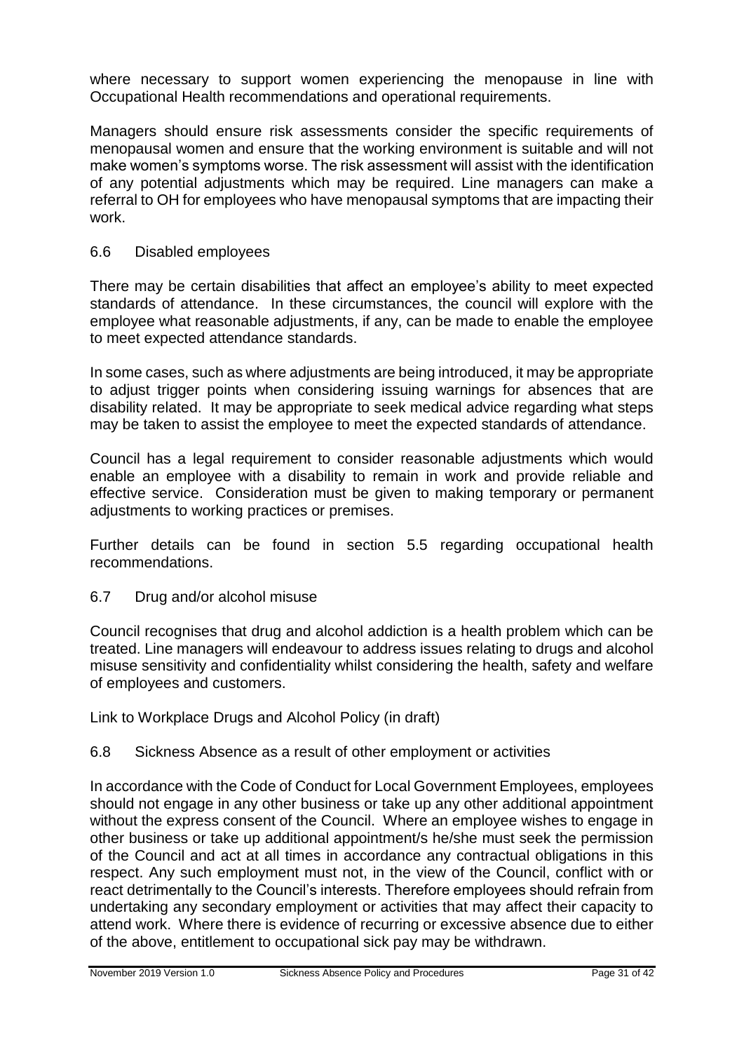where necessary to support women experiencing the menopause in line with Occupational Health recommendations and operational requirements.

Managers should ensure risk assessments consider the specific requirements of menopausal women and ensure that the working environment is suitable and will not make women's symptoms worse. The risk assessment will assist with the identification of any potential adjustments which may be required. Line managers can make a referral to OH for employees who have menopausal symptoms that are impacting their work.

### 6.6 Disabled employees

There may be certain disabilities that affect an employee's ability to meet expected standards of attendance. In these circumstances, the council will explore with the employee what reasonable adjustments, if any, can be made to enable the employee to meet expected attendance standards.

In some cases, such as where adjustments are being introduced, it may be appropriate to adjust trigger points when considering issuing warnings for absences that are disability related. It may be appropriate to seek medical advice regarding what steps may be taken to assist the employee to meet the expected standards of attendance.

Council has a legal requirement to consider reasonable adjustments which would enable an employee with a disability to remain in work and provide reliable and effective service. Consideration must be given to making temporary or permanent adjustments to working practices or premises.

Further details can be found in section 5.5 regarding occupational health recommendations.

### 6.7 Drug and/or alcohol misuse

Council recognises that drug and alcohol addiction is a health problem which can be treated. Line managers will endeavour to address issues relating to drugs and alcohol misuse sensitivity and confidentiality whilst considering the health, safety and welfare of employees and customers.

Link to Workplace Drugs and Alcohol Policy (in draft)

### 6.8 Sickness Absence as a result of other employment or activities

In accordance with the Code of Conduct for Local Government Employees, employees should not engage in any other business or take up any other additional appointment without the express consent of the Council. Where an employee wishes to engage in other business or take up additional appointment/s he/she must seek the permission of the Council and act at all times in accordance any contractual obligations in this respect. Any such employment must not, in the view of the Council, conflict with or react detrimentally to the Council's interests. Therefore employees should refrain from undertaking any secondary employment or activities that may affect their capacity to attend work. Where there is evidence of recurring or excessive absence due to either of the above, entitlement to occupational sick pay may be withdrawn.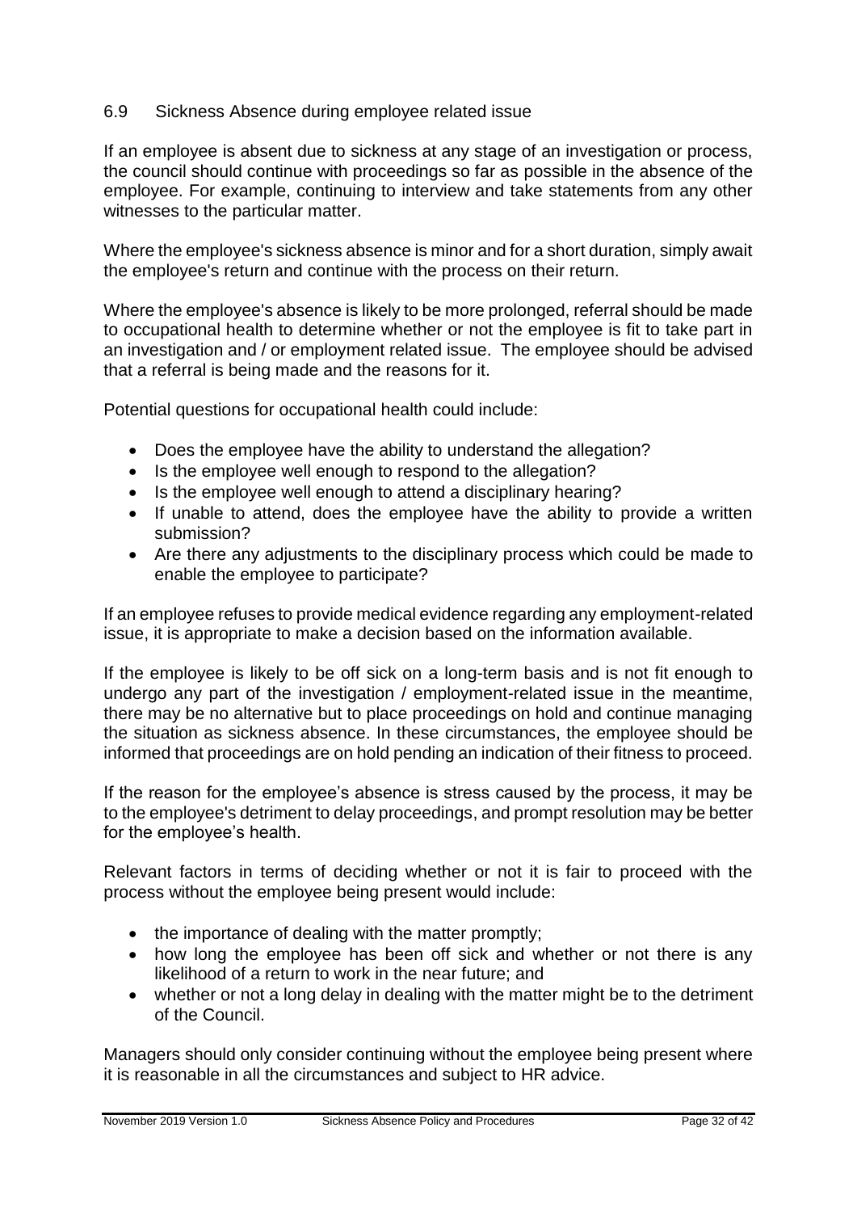### 6.9 Sickness Absence during employee related issue

If an employee is absent due to sickness at any stage of an investigation or process, the council should continue with proceedings so far as possible in the absence of the employee. For example, continuing to interview and take statements from any other witnesses to the particular matter.

Where the employee's sickness absence is minor and for a short duration, simply await the employee's return and continue with the process on their return.

Where the employee's absence is likely to be more prolonged, referral should be made to occupational health to determine whether or not the employee is fit to take part in an investigation and / or employment related issue. The employee should be advised that a referral is being made and the reasons for it.

Potential questions for occupational health could include:

- Does the employee have the ability to understand the allegation?
- Is the employee well enough to respond to the allegation?
- Is the employee well enough to attend a disciplinary hearing?
- If unable to attend, does the employee have the ability to provide a written submission?
- Are there any adjustments to the disciplinary process which could be made to enable the employee to participate?

If an employee refuses to provide medical evidence regarding any employment-related issue, it is appropriate to make a decision based on the information available.

If the employee is likely to be off sick on a long-term basis and is not fit enough to undergo any part of the investigation / employment-related issue in the meantime, there may be no alternative but to place proceedings on hold and continue managing the situation as sickness absence. In these circumstances, the employee should be informed that proceedings are on hold pending an indication of their fitness to proceed.

If the reason for the employee's absence is stress caused by the process, it may be to the employee's detriment to delay proceedings, and prompt resolution may be better for the employee's health.

Relevant factors in terms of deciding whether or not it is fair to proceed with the process without the employee being present would include:

- the importance of dealing with the matter promptly;
- how long the employee has been off sick and whether or not there is any likelihood of a return to work in the near future; and
- whether or not a long delay in dealing with the matter might be to the detriment of the Council.

Managers should only consider continuing without the employee being present where it is reasonable in all the circumstances and subject to HR advice.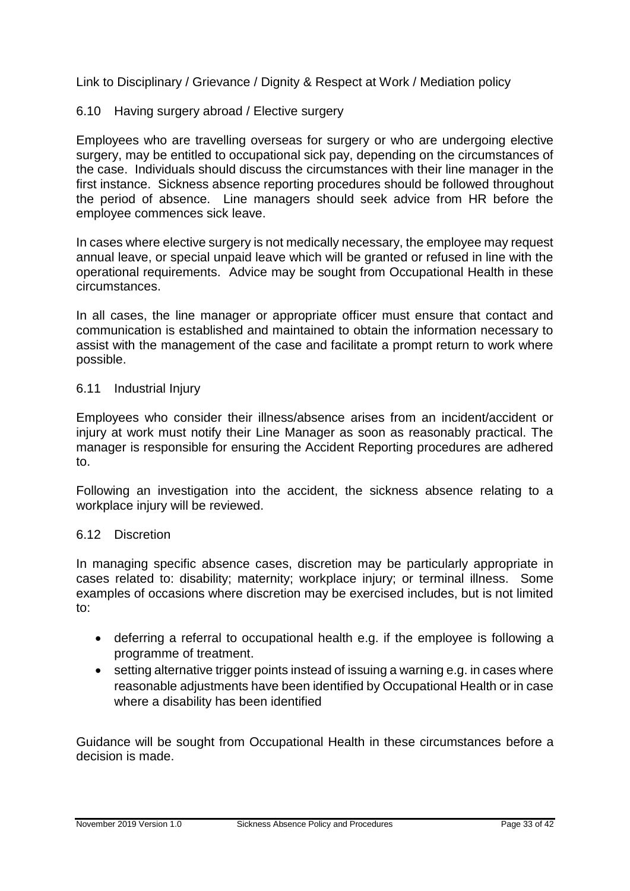Link to Disciplinary / Grievance / Dignity & Respect at Work / Mediation policy

### 6.10 Having surgery abroad / Elective surgery

Employees who are travelling overseas for surgery or who are undergoing elective surgery, may be entitled to occupational sick pay, depending on the circumstances of the case. Individuals should discuss the circumstances with their line manager in the first instance. Sickness absence reporting procedures should be followed throughout the period of absence. Line managers should seek advice from HR before the employee commences sick leave.

In cases where elective surgery is not medically necessary, the employee may request annual leave, or special unpaid leave which will be granted or refused in line with the operational requirements. Advice may be sought from Occupational Health in these circumstances.

In all cases, the line manager or appropriate officer must ensure that contact and communication is established and maintained to obtain the information necessary to assist with the management of the case and facilitate a prompt return to work where possible.

### 6.11 Industrial Injury

Employees who consider their illness/absence arises from an incident/accident or injury at work must notify their Line Manager as soon as reasonably practical. The manager is responsible for ensuring the Accident Reporting procedures are adhered to.

Following an investigation into the accident, the sickness absence relating to a workplace injury will be reviewed.

### 6.12 Discretion

In managing specific absence cases, discretion may be particularly appropriate in cases related to: disability; maternity; workplace injury; or terminal illness. Some examples of occasions where discretion may be exercised includes, but is not limited to:

- deferring a referral to occupational health e.g. if the employee is following a programme of treatment.
- setting alternative trigger points instead of issuing a warning e.g. in cases where reasonable adjustments have been identified by Occupational Health or in case where a disability has been identified

Guidance will be sought from Occupational Health in these circumstances before a decision is made.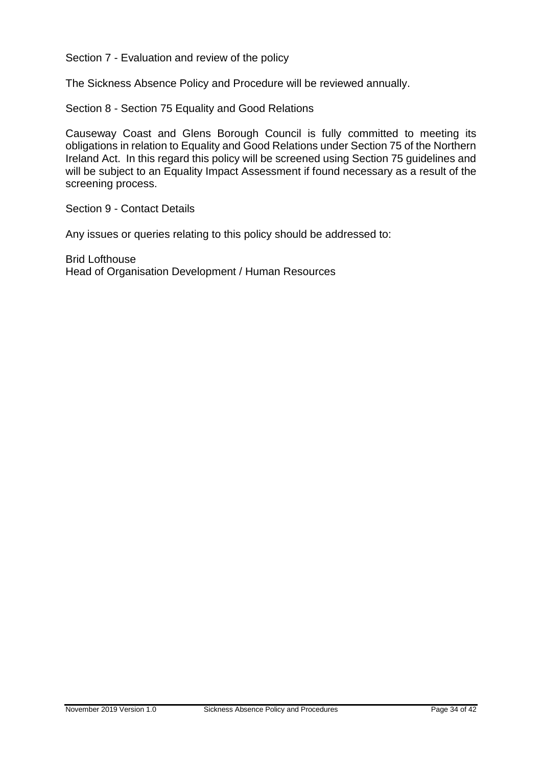## Section 7 - Evaluation and review of the policy

The Sickness Absence Policy and Procedure will be reviewed annually.

## Section 8 - Section 75 Equality and Good Relations

Causeway Coast and Glens Borough Council is fully committed to meeting its obligations in relation to Equality and Good Relations under Section 75 of the Northern Ireland Act. In this regard this policy will be screened using Section 75 guidelines and will be subject to an Equality Impact Assessment if found necessary as a result of the screening process.

## Section 9 - Contact Details

Any issues or queries relating to this policy should be addressed to:

Brid Lofthouse
Head of Organisation Development / Human Resources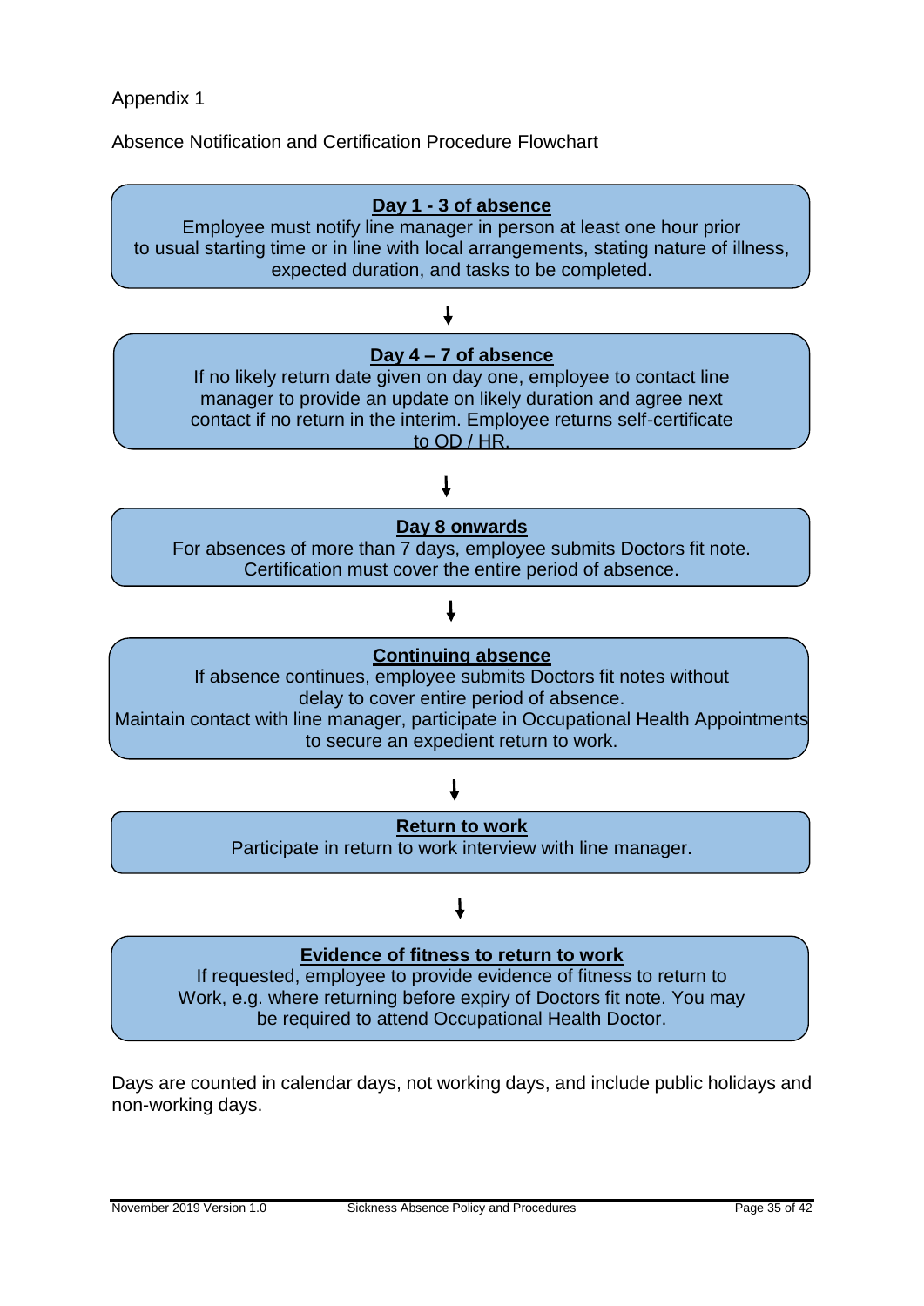Appendix 1

Absence Notification and Certification Procedure Flowchart

**Day 1 - 3 of absence**
Employee must notify line manager in person at least one hour prior to usual starting time or in line with local arrangements, stating nature of illness, expected duration, and tasks to be completed.

↓

**Day 4 – 7 of absence**
If no likely return date given on day one, employee to contact line manager to provide an update on likely duration and agree next contact if no return in the interim. Employee returns self-certificate to OD / HR.

↓

**Day 8 onwards**
For absences of more than 7 days, employee submits Doctors fit note. Certification must cover the entire period of absence.

↓

**Continuing absence**
If absence continues, employee submits Doctors fit notes without delay to cover entire period of absence.
Maintain contact with line manager, participate in Occupational Health Appointments to secure an expedient return to work.

↓

**Return to work**
Participate in return to work interview with line manager.

↓

**Evidence of fitness to return to work**
If requested, employee to provide evidence of fitness to return to Work, e.g. where returning before expiry of Doctors fit note. You may be required to attend Occupational Health Doctor.

Days are counted in calendar days, not working days, and include public holidays and non-working days.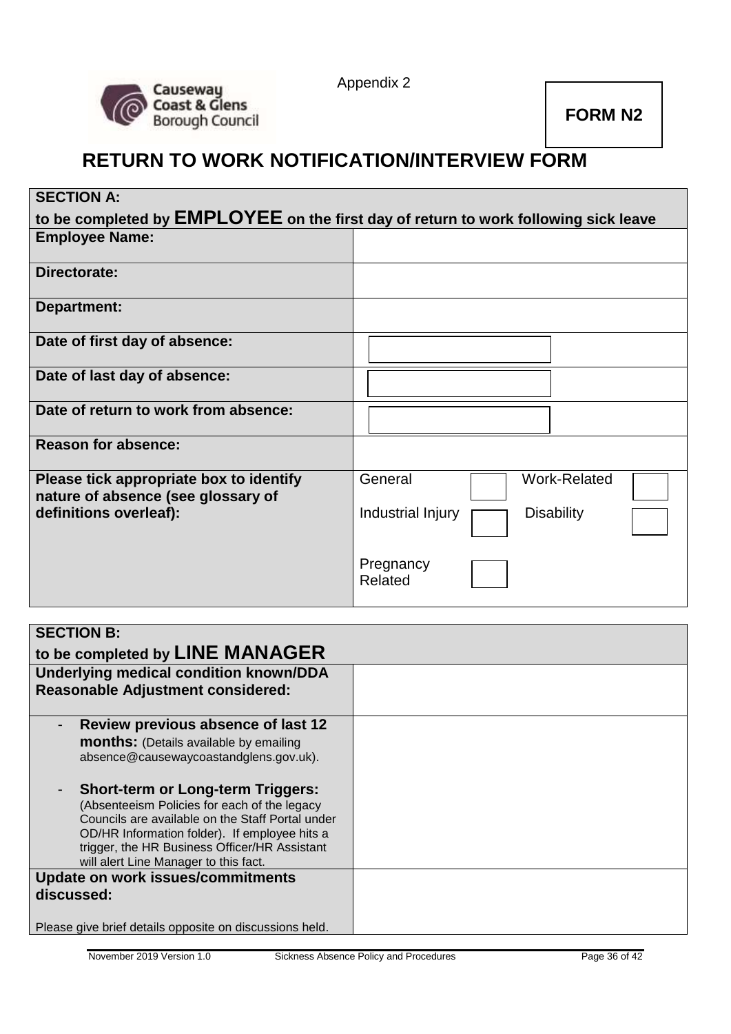Causeway Coast & Glens Borough Council

Appendix 2

**FORM N2**

# RETURN TO WORK NOTIFICATION/INTERVIEW FORM

| **SECTION A:** to be completed by **EMPLOYEE** on the first day of return to work following sick leave | |
|---|---|
| **Employee Name:** | |
| **Directorate:** | |
| **Department:** | |
| **Date of first day of absence:** | |
| **Date of last day of absence:** | |
| **Date of return to work from absence:** | |
| **Reason for absence:** | |
| **Please tick appropriate box to identify nature of absence (see glossary of definitions overleaf):** | General ☐ Work-Related ☐ Industrial Injury ☐ Disability ☐ Pregnancy Related ☐ |

| **SECTION B:** to be completed by **LINE MANAGER** | |
|---|---|
| **Underlying medical condition known/DDA Reasonable Adjustment considered:** | |
| - **Review previous absence of last 12 months:** (Details available by emailing absence@causewaycoastandglens.gov.uk). - **Short-term or Long-term Triggers:** (Absenteeism Policies for each of the legacy Councils are available on the Staff Portal under OD/HR Information folder). If employee hits a trigger, the HR Business Officer/HR Assistant will alert Line Manager to this fact. | |
| **Update on work issues/commitments discussed:** Please give brief details opposite on discussions held. | |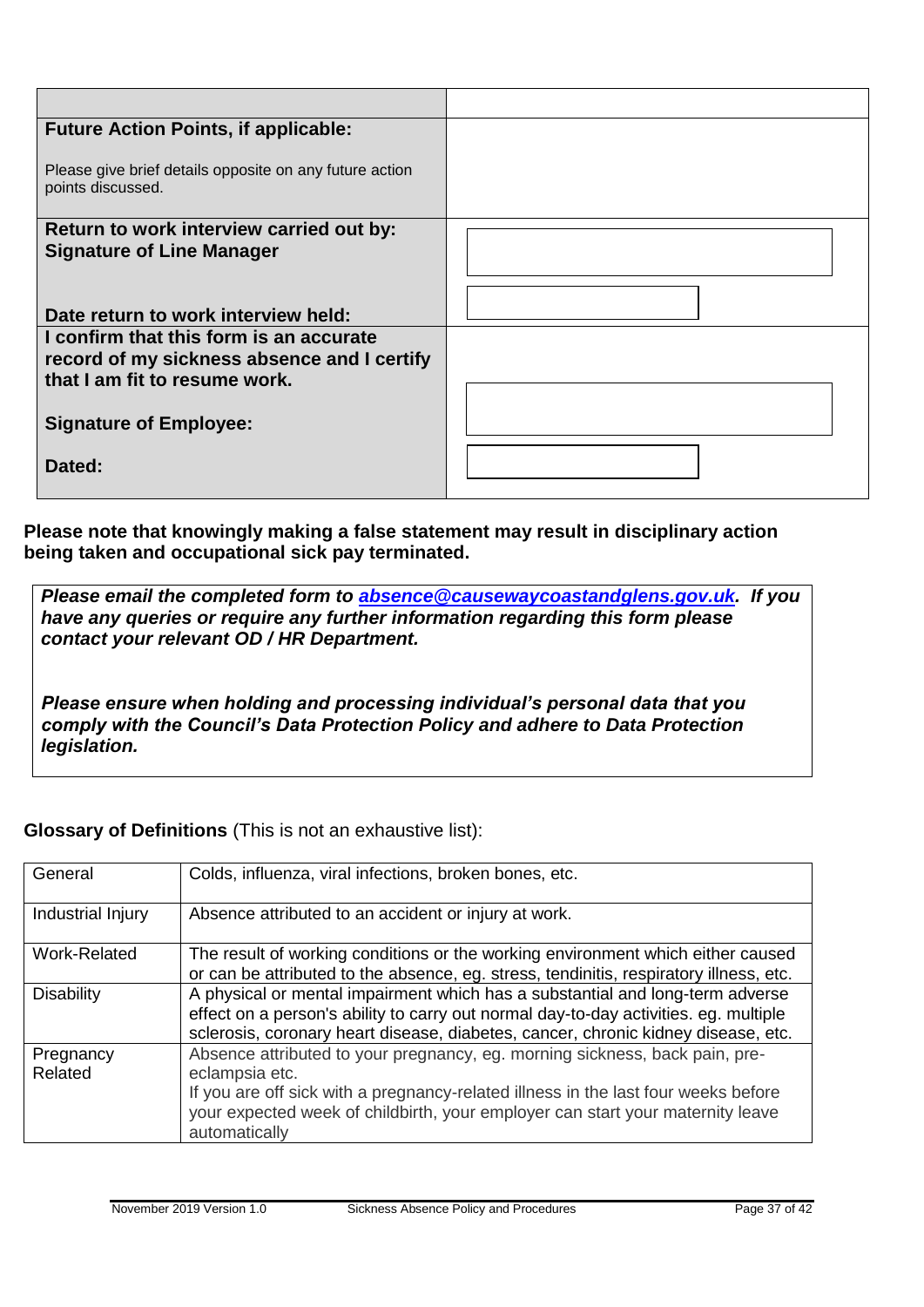| | |
|---|---|
| | |
| **Future Action Points, if applicable:**<br><br>Please give brief details opposite on any future action points discussed. | |
| **Return to work interview carried out by: Signature of Line Manager**<br><br>**Date return to work interview held:** | |
| **I confirm that this form is an accurate record of my sickness absence and I certify that I am fit to resume work.**<br><br>**Signature of Employee:**<br><br>**Dated:** | |

**Please note that knowingly making a false statement may result in disciplinary action being taken and occupational sick pay terminated.**

***Please email the completed form to [absence@causewaycoastandglens.gov.uk](mailto:absence@causewaycoastandglens.gov.uk). If you have any queries or require any further information regarding this form please contact your relevant OD / HR Department.***

***Please ensure when holding and processing individual's personal data that you comply with the Council's Data Protection Policy and adhere to Data Protection legislation.***

**Glossary of Definitions** (This is not an exhaustive list):

| | |
|---|---|
| General | Colds, influenza, viral infections, broken bones, etc. |
| Industrial Injury | Absence attributed to an accident or injury at work. |
| Work-Related | The result of working conditions or the working environment which either caused or can be attributed to the absence, eg. stress, tendinitis, respiratory illness, etc. |
| Disability | A physical or mental impairment which has a substantial and long-term adverse effect on a person's ability to carry out normal day-to-day activities. eg. multiple sclerosis, coronary heart disease, diabetes, cancer, chronic kidney disease, etc. |
| Pregnancy Related | Absence attributed to your pregnancy, eg. morning sickness, back pain, pre-eclampsia etc.<br>If you are off sick with a pregnancy-related illness in the last four weeks before your expected week of childbirth, your employer can start your maternity leave automatically |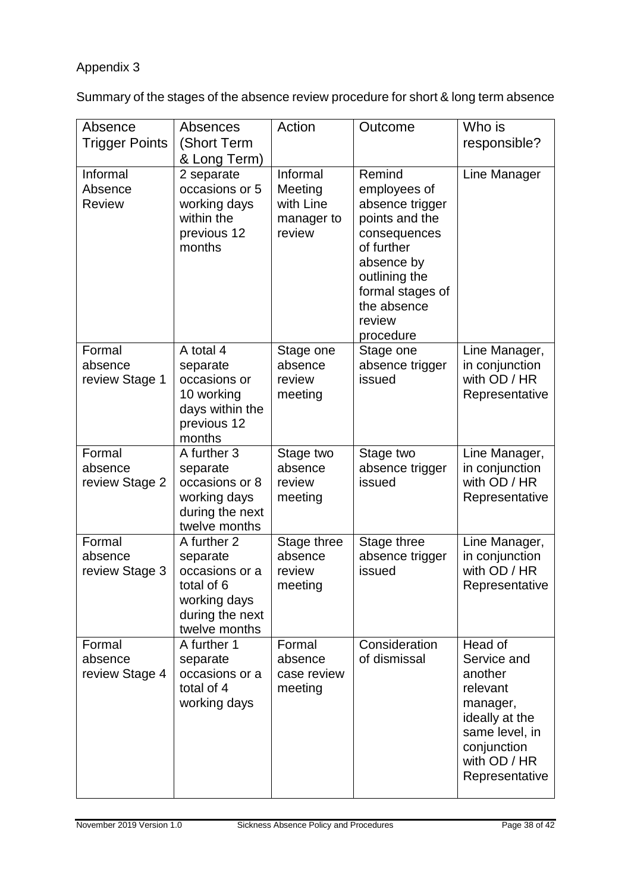Appendix 3

Summary of the stages of the absence review procedure for short & long term absence

| Absence Trigger Points | Absences (Short Term & Long Term) | Action | Outcome | Who is responsible? |
|---|---|---|---|---|
| Informal Absence Review | 2 separate occasions or 5 working days within the previous 12 months | Informal Meeting with Line manager to review | Remind employees of absence trigger points and the consequences of further absence by outlining the formal stages of the absence review procedure | Line Manager |
| Formal absence review Stage 1 | A total 4 separate occasions or 10 working days within the previous 12 months | Stage one absence review meeting | Stage one absence trigger issued | Line Manager, in conjunction with OD / HR Representative |
| Formal absence review Stage 2 | A further 3 separate occasions or 8 working days during the next twelve months | Stage two absence review meeting | Stage two absence trigger issued | Line Manager, in conjunction with OD / HR Representative |
| Formal absence review Stage 3 | A further 2 separate occasions or a total of 6 working days during the next twelve months | Stage three absence review meeting | Stage three absence trigger issued | Line Manager, in conjunction with OD / HR Representative |
| Formal absence review Stage 4 | A further 1 separate occasions or a total of 4 working days | Formal absence case review meeting | Consideration of dismissal | Head of Service and another relevant manager, ideally at the same level, in conjunction with OD / HR Representative |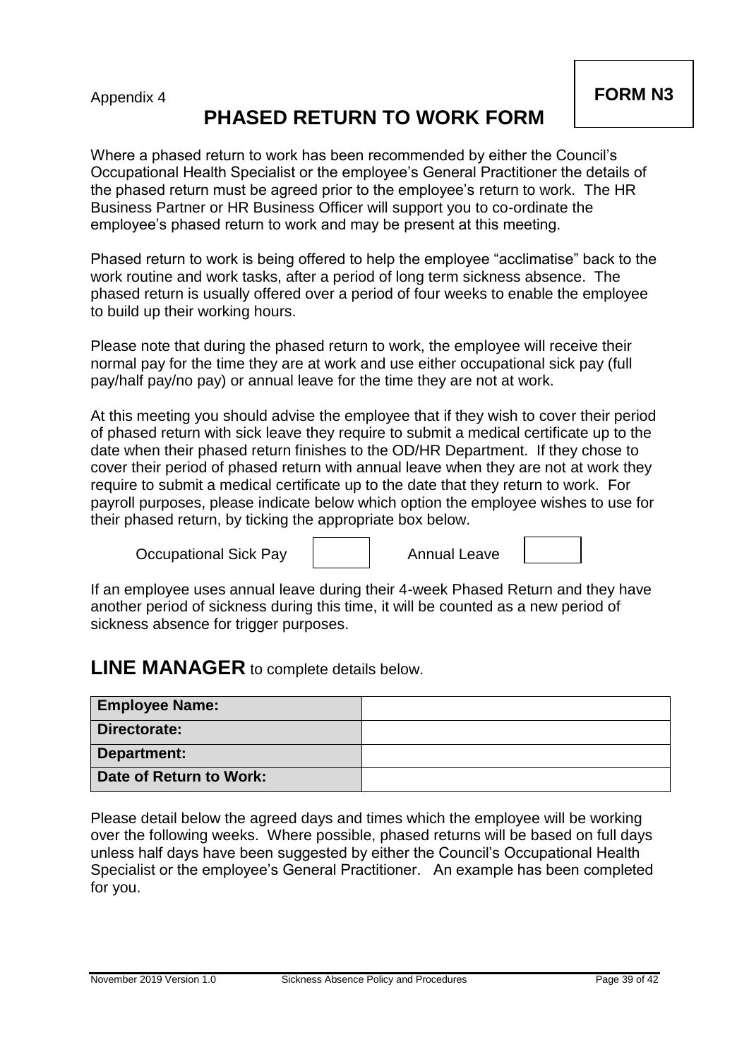Appendix 4

**FORM N3**

# PHASED RETURN TO WORK FORM

Where a phased return to work has been recommended by either the Council's Occupational Health Specialist or the employee's General Practitioner the details of the phased return must be agreed prior to the employee's return to work. The HR Business Partner or HR Business Officer will support you to co-ordinate the employee's phased return to work and may be present at this meeting.

Phased return to work is being offered to help the employee "acclimatise" back to the work routine and work tasks, after a period of long term sickness absence. The phased return is usually offered over a period of four weeks to enable the employee to build up their working hours.

Please note that during the phased return to work, the employee will receive their normal pay for the time they are at work and use either occupational sick pay (full pay/half pay/no pay) or annual leave for the time they are not at work.

At this meeting you should advise the employee that if they wish to cover their period of phased return with sick leave they require to submit a medical certificate up to the date when their phased return finishes to the OD/HR Department. If they chose to cover their period of phased return with annual leave when they are not at work they require to submit a medical certificate up to the date that they return to work. For payroll purposes, please indicate below which option the employee wishes to use for their phased return, by ticking the appropriate box below.

Occupational Sick Pay ☐ Annual Leave ☐

If an employee uses annual leave during their 4-week Phased Return and they have another period of sickness during this time, it will be counted as a new period of sickness absence for trigger purposes.

## LINE MANAGER to complete details below.

| | |
|---|---|
| **Employee Name:** | |
| **Directorate:** | |
| **Department:** | |
| **Date of Return to Work:** | |

Please detail below the agreed days and times which the employee will be working over the following weeks. Where possible, phased returns will be based on full days unless half days have been suggested by either the Council's Occupational Health Specialist or the employee's General Practitioner. An example has been completed for you.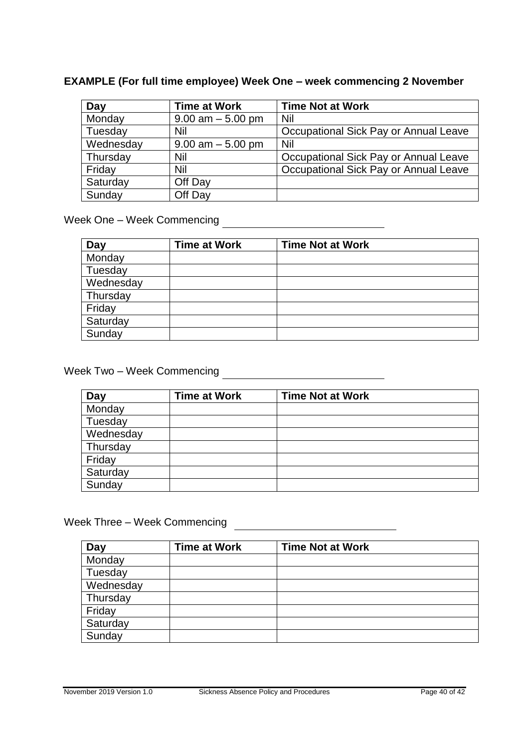**EXAMPLE (For full time employee) Week One – week commencing 2 November**

| Day | Time at Work | Time Not at Work |
|---|---|---|
| Monday | 9.00 am – 5.00 pm | Nil |
| Tuesday | Nil | Occupational Sick Pay or Annual Leave |
| Wednesday | 9.00 am – 5.00 pm | Nil |
| Thursday | Nil | Occupational Sick Pay or Annual Leave |
| Friday | Nil | Occupational Sick Pay or Annual Leave |
| Saturday | Off Day | |
| Sunday | Off Day | |

Week One – Week Commencing ____________________

| Day | Time at Work | Time Not at Work |
|---|---|---|
| Monday | | |
| Tuesday | | |
| Wednesday | | |
| Thursday | | |
| Friday | | |
| Saturday | | |
| Sunday | | |

Week Two – Week Commencing ____________________

| Day | Time at Work | Time Not at Work |
|---|---|---|
| Monday | | |
| Tuesday | | |
| Wednesday | | |
| Thursday | | |
| Friday | | |
| Saturday | | |
| Sunday | | |

Week Three – Week Commencing ____________________

| Day | Time at Work | Time Not at Work |
|---|---|---|
| Monday | | |
| Tuesday | | |
| Wednesday | | |
| Thursday | | |
| Friday | | |
| Saturday | | |
| Sunday | | |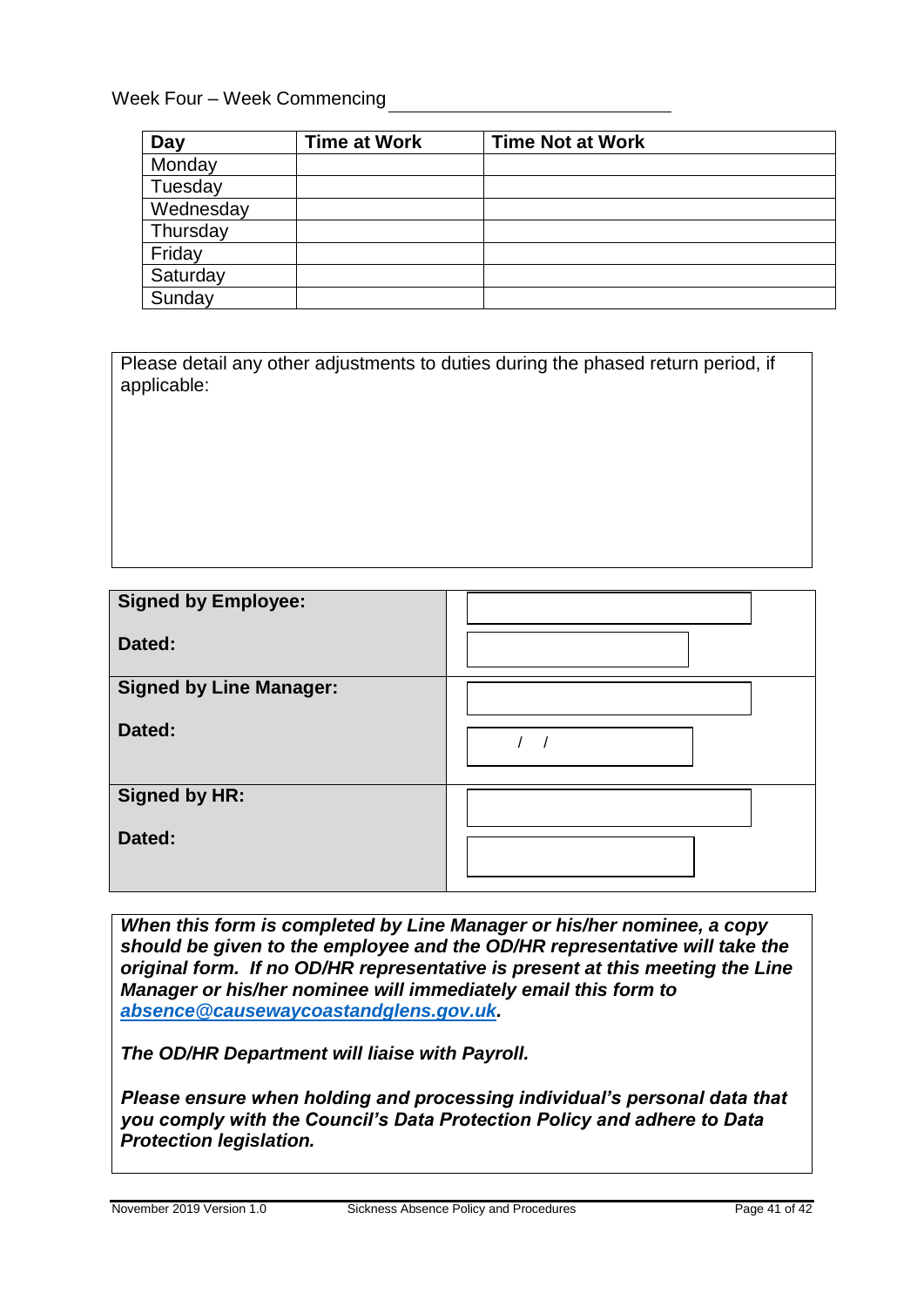Week Four – Week Commencing ____________________

| Day | Time at Work | Time Not at Work |
|---|---|---|
| Monday | | |
| Tuesday | | |
| Wednesday | | |
| Thursday | | |
| Friday | | |
| Saturday | | |
| Sunday | | |

Please detail any other adjustments to duties during the phased return period, if applicable:

| | |
|---|---|
| **Signed by Employee:** | |
| **Dated:** | |
| **Signed by Line Manager:** | |
| **Dated:** | / / |
| **Signed by HR:** | |
| **Dated:** | |

***When this form is completed by Line Manager or his/her nominee, a copy should be given to the employee and the OD/HR representative will take the original form. If no OD/HR representative is present at this meeting the Line Manager or his/her nominee will immediately email this form to [absence@causewaycoastandglens.gov.uk](mailto:absence@causewaycoastandglens.gov.uk).***

***The OD/HR Department will liaise with Payroll.***

***Please ensure when holding and processing individual's personal data that you comply with the Council's Data Protection Policy and adhere to Data Protection legislation.***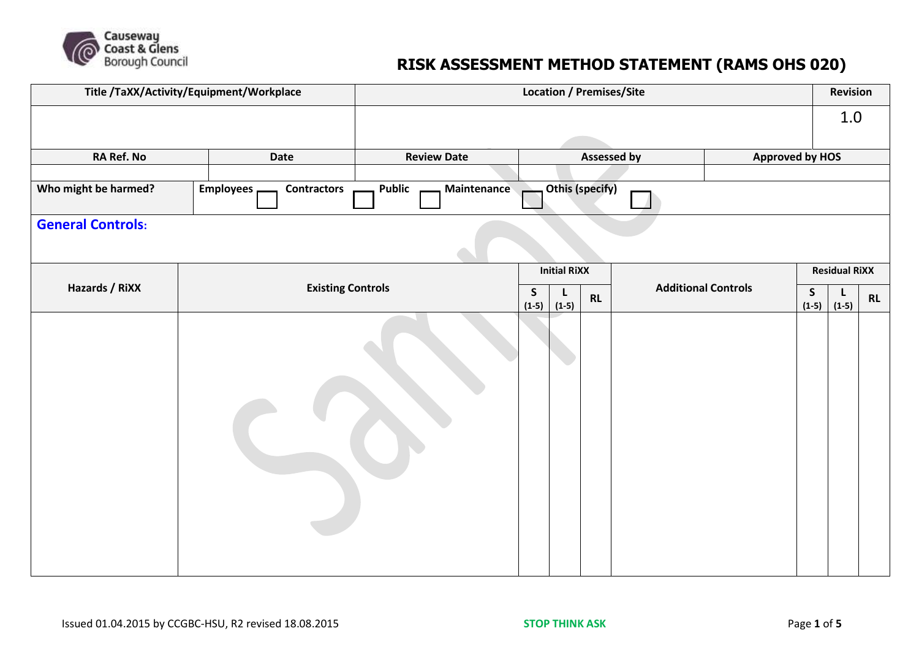Causeway Coast & Glens Borough Council

# RISK ASSESSMENT METHOD STATEMENT (RAMS OHS 020)

| Title /TaXX/Activity/Equipment/Workplace | Location / Premises/Site | Revision |
|---|---|---|
| | | 1.0 |

| RA Ref. No | Date | Review Date | Assessed by | Approved by HOS |
|---|---|---|---|---|
| | | | | |

| Who might be harmed? | Employees ☐ | Contractors ☐ | Public ☐ | Maintenance ☐ | Othis (specify) ☐ |
|---|---|---|---|---|---|

**General Controls:**

| Hazards / RiXX | Existing Controls | Initial RiXX | | | Additional Controls | Residual RiXX | | |
|---|---|---|---|---|---|---|---|---|
| | | S (1-5) | L (1-5) | RL | | S (1-5) | L (1-5) | RL |
| | | | | | | | | |

Issued 01.04.2015 by CCGBC-HSU, R2 revised 18.08.2015

**STOP THINK ASK**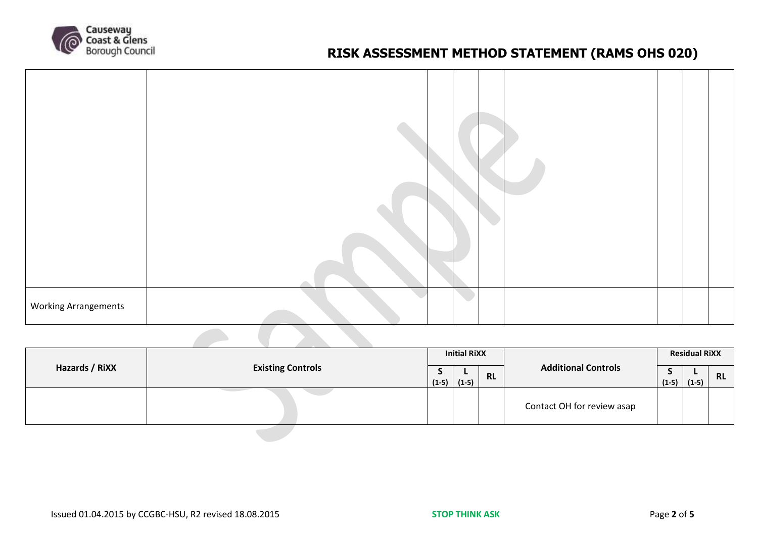| | | | | | | | | |
|---|---|---|---|---|---|---|---|---|
| | | | | | | | | |
| Working Arrangements | | | | | | | | |

| Hazards / RiXX | Existing Controls | Initial RiXX | | | Additional Controls | Residual RiXX | | |
|---|---|---|---|---|---|---|---|---|
| | | S (1-5) | L (1-5) | RL | | S (1-5) | L (1-5) | RL |
| | | | | | Contact OH for review asap | | | |

Issued 01.04.2015 by CCGBC-HSU, R2 revised 18.08.2015

**STOP THINK ASK**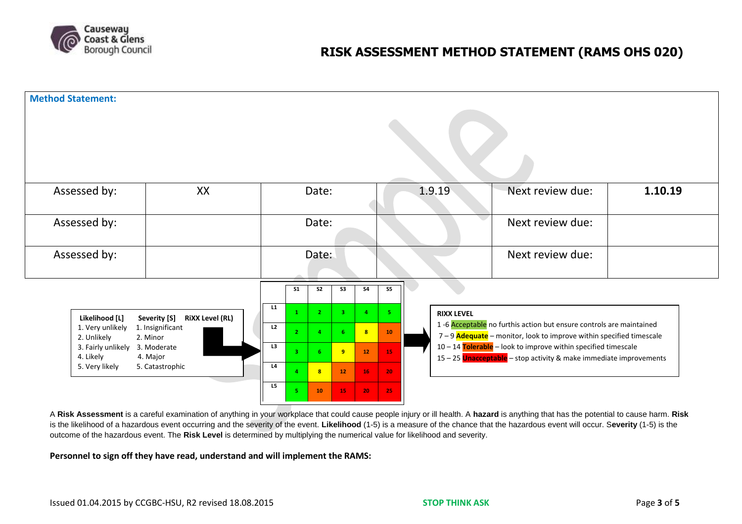Causeway Coast & Glens Borough Council

# RISK ASSESSMENT METHOD STATEMENT (RAMS OHS 020)

**Method Statement:**

| | | | | | |
|---|---|---|---|---|---|
| Assessed by: | XX | Date: | 1.9.19 | Next review due: | **1.10.19** |
| Assessed by: | | Date: | | Next review due: | |
| Assessed by: | | Date: | | Next review due: | |

| Likelihood [L] | Severity [S] | RiXX Level (RL) |
|---|---|---|
| 1. Very unlikely | 1. Insignificant | |
| 2. Unlikely | 2. Minor | |
| 3. Fairly unlikely | 3. Moderate | |
| 4. Likely | 4. Major | |
| 5. Very likely | 5. Catastrophic | |

| | S1 | S2 | S3 | S4 | S5 |
|---|---|---|---|---|---|
| L1 | 1 | 2 | 3 | 4 | 5 |
| L2 | 2 | 4 | 6 | 8 | 10 |
| L3 | 3 | 6 | 9 | 12 | 15 |
| L4 | 4 | 8 | 12 | 16 | 20 |
| L5 | 5 | 10 | 15 | 20 | 25 |

**RIXX LEVEL**

1 -6 Acceptable no furthis action but ensure controls are maintained

7 – 9 **Adequate** – monitor, look to improve within specified timescale

10 – 14 **Tolerable** – look to improve within specified timescale

15 – 25 **Unacceptable** – stop activity & make immediate improvements

A **Risk Assessment** is a careful examination of anything in your workplace that could cause people injury or ill health. A **hazard** is anything that has the potential to cause harm. **Risk** is the likelihood of a hazardous event occurring and the severity of the event. **Likelihood** (1-5) is a measure of the chance that the hazardous event will occur. S**everity** (1-5) is the outcome of the hazardous event. The **Risk Level** is determined by multiplying the numerical value for likelihood and severity.

**Personnel to sign off they have read, understand and will implement the RAMS:**

Issued 01.04.2015 by CCGBC-HSU, R2 revised 18.08.2015

**STOP THINK ASK**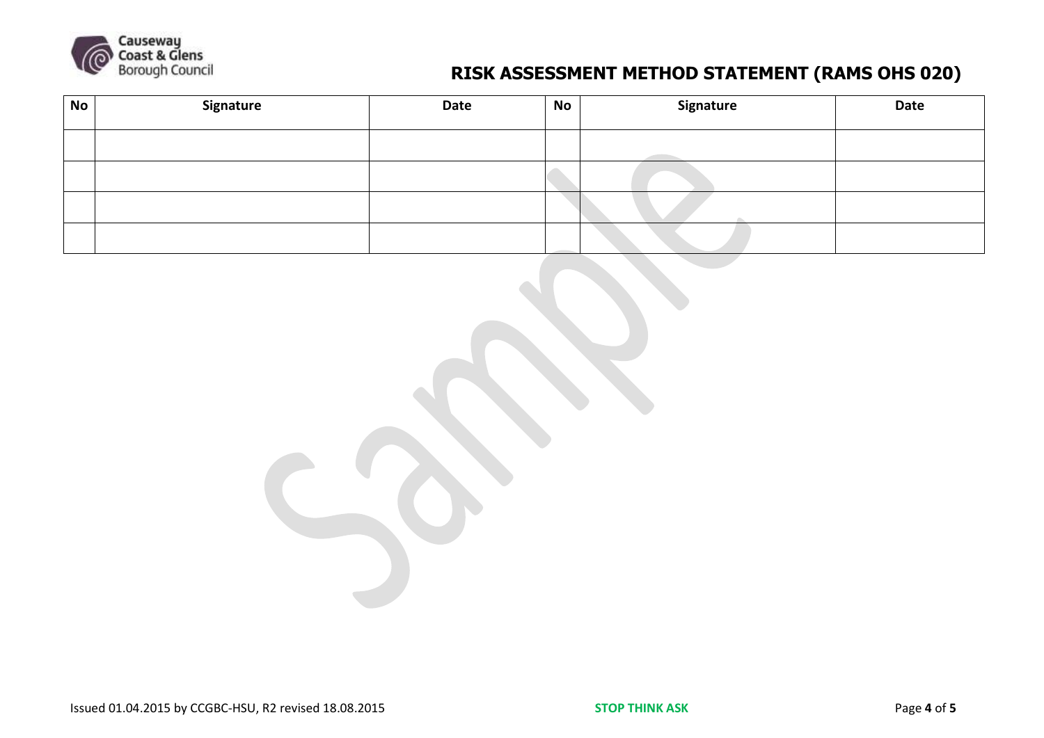# RISK ASSESSMENT METHOD STATEMENT (RAMS OHS 020)

| No | Signature | Date | No | Signature | Date |
| --- | --- | --- | --- | --- | --- |
| | | | | | |
| | | | | | |
| | | | | | |
| | | | | | |

Issued 01.04.2015 by CCGBC-HSU, R2 revised 18.08.2015

**STOP THINK ASK**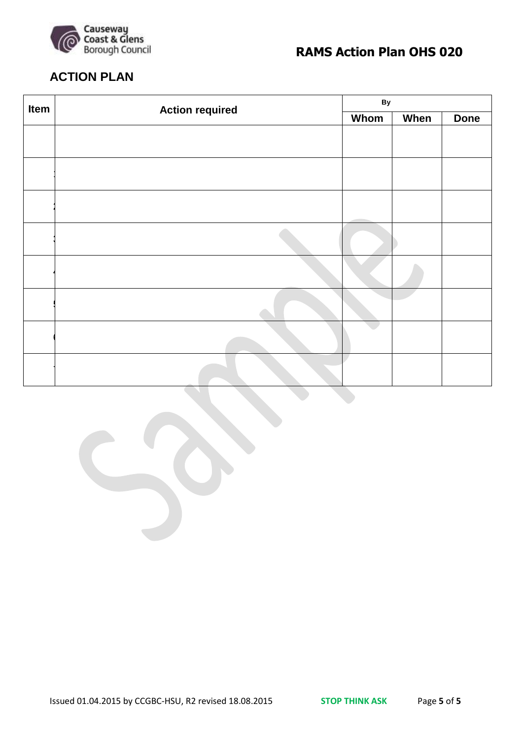## ACTION PLAN

| Item | Action required | By | | |
|---|---|---|---|---|
| | | Whom | When | Done |
| | | | | |
| 1 | | | | |
| 2 | | | | |
| 3 | | | | |
| 4 | | | | |
| 5 | | | | |
| 6 | | | | |
| 7 | | | | |